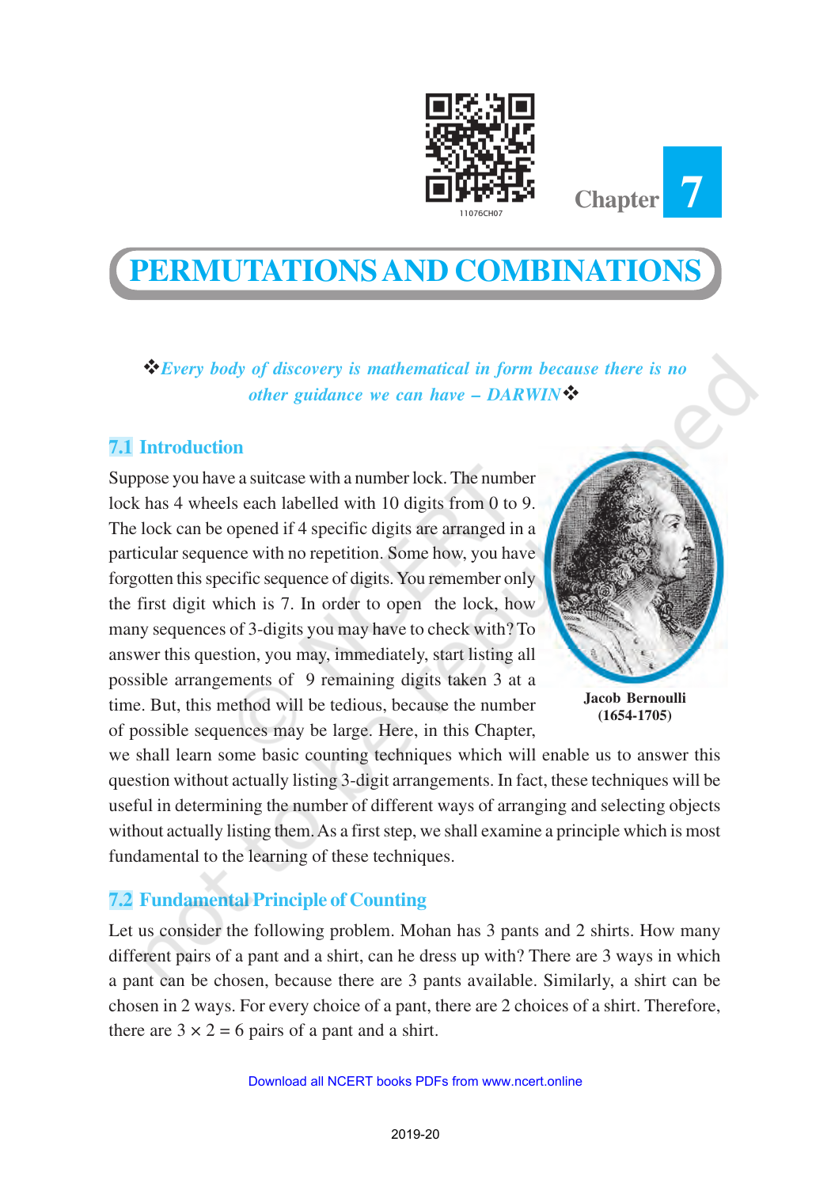Chapter 7

# PERMUTATIONS AND COMBINATIONS

❖ *Every body of discovery is mathematical in form because there is no other guidance we can have – DARWIN* ❖

## 7.1 Introduction

Suppose you have a suitcase with a number lock. The number lock has 4 wheels each labelled with 10 digits from 0 to 9. The lock can be opened if 4 specific digits are arranged in a particular sequence with no repetition. Some how, you have forgotten this specific sequence of digits. You remember only the first digit which is 7. In order to open the lock, how many sequences of 3-digits you may have to check with? To answer this question, you may, immediately, start listing all possible arrangements of 9 remaining digits taken 3 at a time. But, this method will be tedious, because the number of possible sequences may be large. Here, in this Chapter, we shall learn some basic counting techniques which will enable us to answer this question without actually listing 3-digit arrangements. In fact, these techniques will be useful in determining the number of different ways of arranging and selecting objects without actually listing them. As a first step, we shall examine a principle which is most fundamental to the learning of these techniques.

**Jacob Bernoulli (1654-1705)**

## 7.2 Fundamental Principle of Counting

Let us consider the following problem. Mohan has 3 pants and 2 shirts. How many different pairs of a pant and a shirt, can he dress up with? There are 3 ways in which a pant can be chosen, because there are 3 pants available. Similarly, a shirt can be chosen in 2 ways. For every choice of a pant, there are 2 choices of a shirt. Therefore, there are $3 \times 2 = 6$ pairs of a pant and a shirt.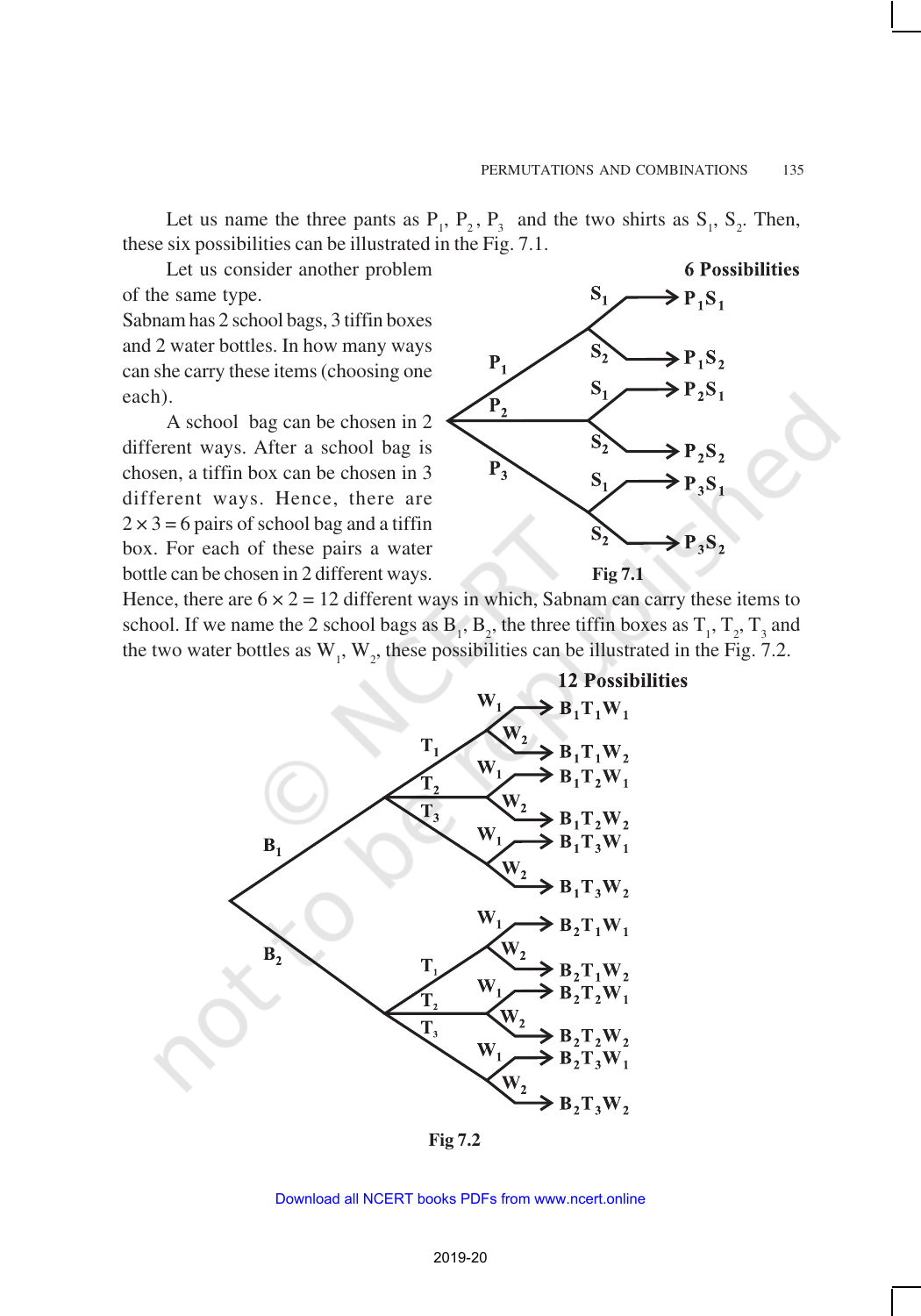Let us name the three pants as $P_1$, $P_2$, $P_3$ and the two shirts as $S_1$, $S_2$. Then, these six possibilities can be illustrated in the Fig. 7.1.

Let us consider another problem of the same type.

Sabnam has 2 school bags, 3 tiffin boxes and 2 water bottles. In how many ways can she carry these items (choosing one each).

A school bag can be chosen in 2 different ways. After a school bag is chosen, a tiffin box can be chosen in 3 different ways. Hence, there are $2 \times 3 = 6$ pairs of school bag and a tiffin box. For each of these pairs a water bottle can be chosen in 2 different ways. Hence, there are $6 \times 2 = 12$ different ways in which, Sabnam can carry these items to school. If we name the 2 school bags as $B_1$, $B_2$, the three tiffin boxes as $T_1$, $T_2$, $T_3$ and the two water bottles as $W_1$, $W_2$, these possibilities can be illustrated in the Fig. 7.2.

**6 Possibilities**

$P_1S_1$, $P_1S_2$, $P_2S_1$, $P_2S_2$, $P_3S_1$, $P_3S_2$

**Fig 7.1**

**12 Possibilities**

$B_1T_1W_1$, $B_1T_1W_2$, $B_1T_2W_1$, $B_1T_2W_2$, $B_1T_3W_1$, $B_1T_3W_2$, $B_2T_1W_1$, $B_2T_1W_2$, $B_2T_2W_1$, $B_2T_2W_2$, $B_2T_3W_1$, $B_2T_3W_2$

**Fig 7.2**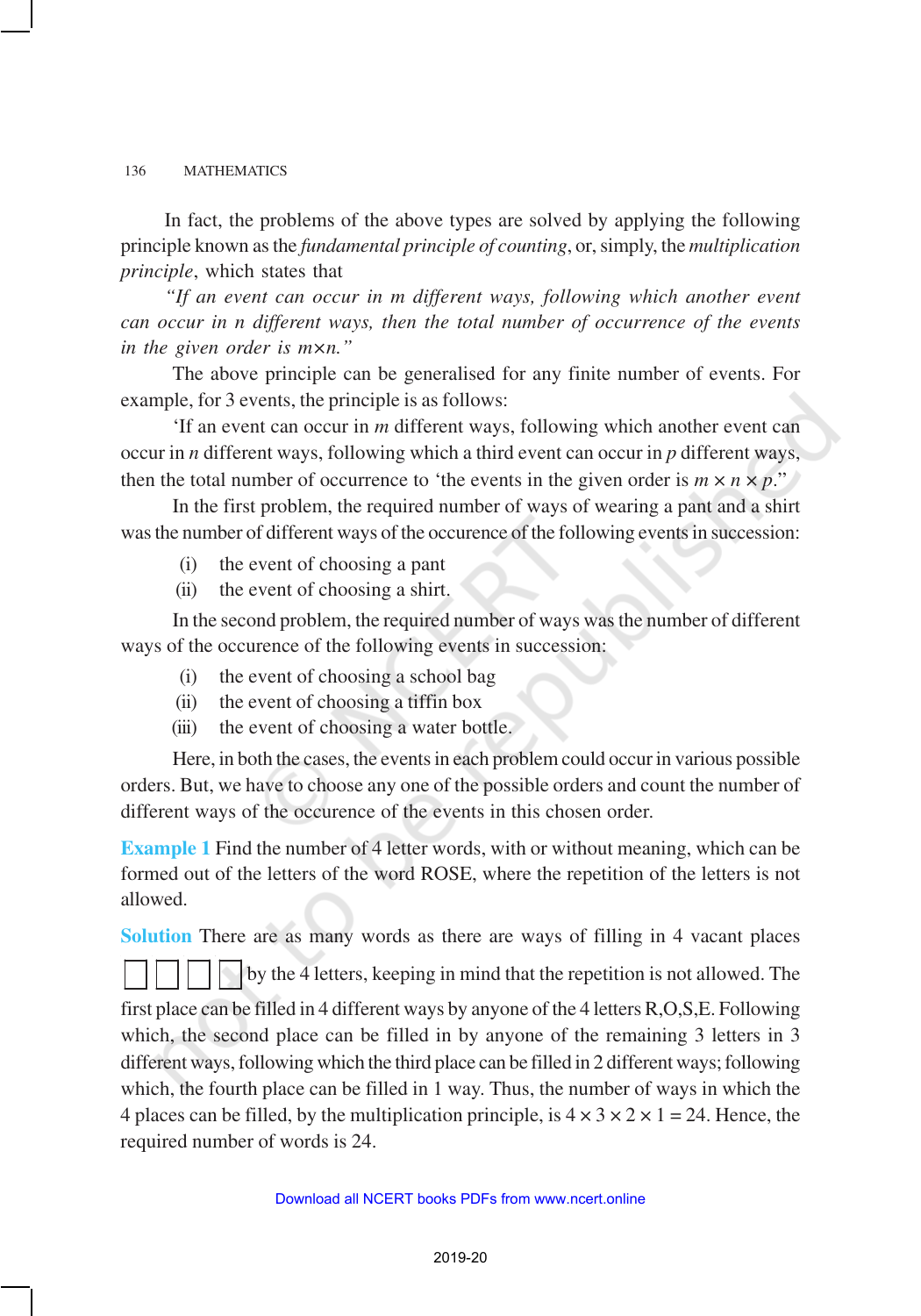In fact, the problems of the above types are solved by applying the following principle known as the *fundamental principle of counting*, or, simply, the *multiplication principle*, which states that

*"If an event can occur in m different ways, following which another event can occur in n different ways, then the total number of occurrence of the events in the given order is m×n."*

The above principle can be generalised for any finite number of events. For example, for 3 events, the principle is as follows:

'If an event can occur in $m$ different ways, following which another event can occur in $n$ different ways, following which a third event can occur in $p$ different ways, then the total number of occurrence to 'the events in the given order is $m \times n \times p$."

In the first problem, the required number of ways of wearing a pant and a shirt was the number of different ways of the occurence of the following events in succession:

(i) the event of choosing a pant

(ii) the event of choosing a shirt.

In the second problem, the required number of ways was the number of different ways of the occurence of the following events in succession:

(i) the event of choosing a school bag

(ii) the event of choosing a tiffin box

(iii) the event of choosing a water bottle.

Here, in both the cases, the events in each problem could occur in various possible orders. But, we have to choose any one of the possible orders and count the number of different ways of the occurence of the events in this chosen order.

**Example 1** Find the number of 4 letter words, with or without meaning, which can be formed out of the letters of the word ROSE, where the repetition of the letters is not allowed.

**Solution** There are as many words as there are ways of filling in 4 vacant places $\square\ \square\ \square\ \square$ by the 4 letters, keeping in mind that the repetition is not allowed. The first place can be filled in 4 different ways by anyone of the 4 letters R,O,S,E. Following which, the second place can be filled in by anyone of the remaining 3 letters in 3 different ways, following which the third place can be filled in 2 different ways; following which, the fourth place can be filled in 1 way. Thus, the number of ways in which the 4 places can be filled, by the multiplication principle, is $4 \times 3 \times 2 \times 1 = 24$. Hence, the required number of words is 24.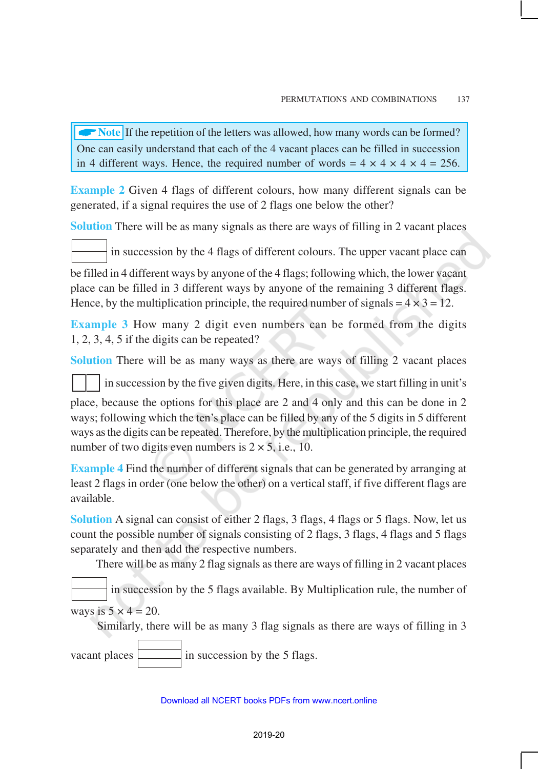> **Note** If the repetition of the letters was allowed, how many words can be formed? One can easily understand that each of the 4 vacant places can be filled in succession in 4 different ways. Hence, the required number of words = $4 \times 4 \times 4 \times 4 = 256$.

**Example 2** Given 4 flags of different colours, how many different signals can be generated, if a signal requires the use of 2 flags one below the other?

**Solution** There will be as many signals as there are ways of filling in 2 vacant places in succession by the 4 flags of different colours. The upper vacant place can be filled in 4 different ways by anyone of the 4 flags; following which, the lower vacant place can be filled in 3 different ways by anyone of the remaining 3 different flags. Hence, by the multiplication principle, the required number of signals = $4 \times 3 = 12$.

**Example 3** How many 2 digit even numbers can be formed from the digits 1, 2, 3, 4, 5 if the digits can be repeated?

**Solution** There will be as many ways as there are ways of filling 2 vacant places in succession by the five given digits. Here, in this case, we start filling in unit's place, because the options for this place are 2 and 4 only and this can be done in 2 ways; following which the ten's place can be filled by any of the 5 digits in 5 different ways as the digits can be repeated. Therefore, by the multiplication principle, the required number of two digits even numbers is $2 \times 5$, i.e., 10.

**Example 4** Find the number of different signals that can be generated by arranging at least 2 flags in order (one below the other) on a vertical staff, if five different flags are available.

**Solution** A signal can consist of either 2 flags, 3 flags, 4 flags or 5 flags. Now, let us count the possible number of signals consisting of 2 flags, 3 flags, 4 flags and 5 flags separately and then add the respective numbers.

There will be as many 2 flag signals as there are ways of filling in 2 vacant places in succession by the 5 flags available. By Multiplication rule, the number of ways is $5 \times 4 = 20$.

Similarly, there will be as many 3 flag signals as there are ways of filling in 3 vacant places in succession by the 5 flags.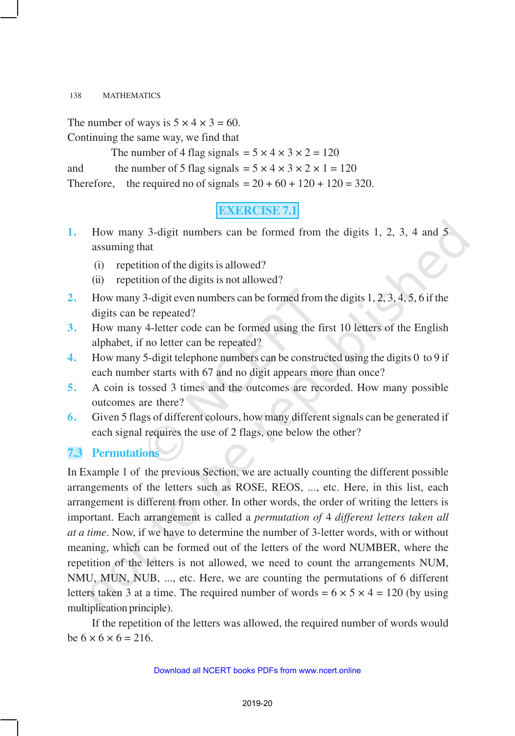The number of ways is $5 \times 4 \times 3 = 60$.

Continuing the same way, we find that

The number of 4 flag signals $= 5 \times 4 \times 3 \times 2 = 120$

and the number of 5 flag signals $= 5 \times 4 \times 3 \times 2 \times 1 = 120$

Therefore, the required no of signals $= 20 + 60 + 120 + 120 = 320$.

## EXERCISE 7.1

1. How many 3-digit numbers can be formed from the digits 1, 2, 3, 4 and 5 assuming that
   (i) repetition of the digits is allowed?
   (ii) repetition of the digits is not allowed?
2. How many 3-digit even numbers can be formed from the digits 1, 2, 3, 4, 5, 6 if the digits can be repeated?
3. How many 4-letter code can be formed using the first 10 letters of the English alphabet, if no letter can be repeated?
4. How many 5-digit telephone numbers can be constructed using the digits 0 to 9 if each number starts with 67 and no digit appears more than once?
5. A coin is tossed 3 times and the outcomes are recorded. How many possible outcomes are there?
6. Given 5 flags of different colours, how many different signals can be generated if each signal requires the use of 2 flags, one below the other?

## 7.3 Permutations

In Example 1 of the previous Section, we are actually counting the different possible arrangements of the letters such as ROSE, REOS, ..., etc. Here, in this list, each arrangement is different from other. In other words, the order of writing the letters is important. Each arrangement is called a *permutation of* 4 *different letters taken all at a time*. Now, if we have to determine the number of 3-letter words, with or without meaning, which can be formed out of the letters of the word NUMBER, where the repetition of the letters is not allowed, we need to count the arrangements NUM, NMU, MUN, NUB, ..., etc. Here, we are counting the permutations of 6 different letters taken 3 at a time. The required number of words $= 6 \times 5 \times 4 = 120$ (by using multiplication principle).

If the repetition of the letters was allowed, the required number of words would be $6 \times 6 \times 6 = 216$.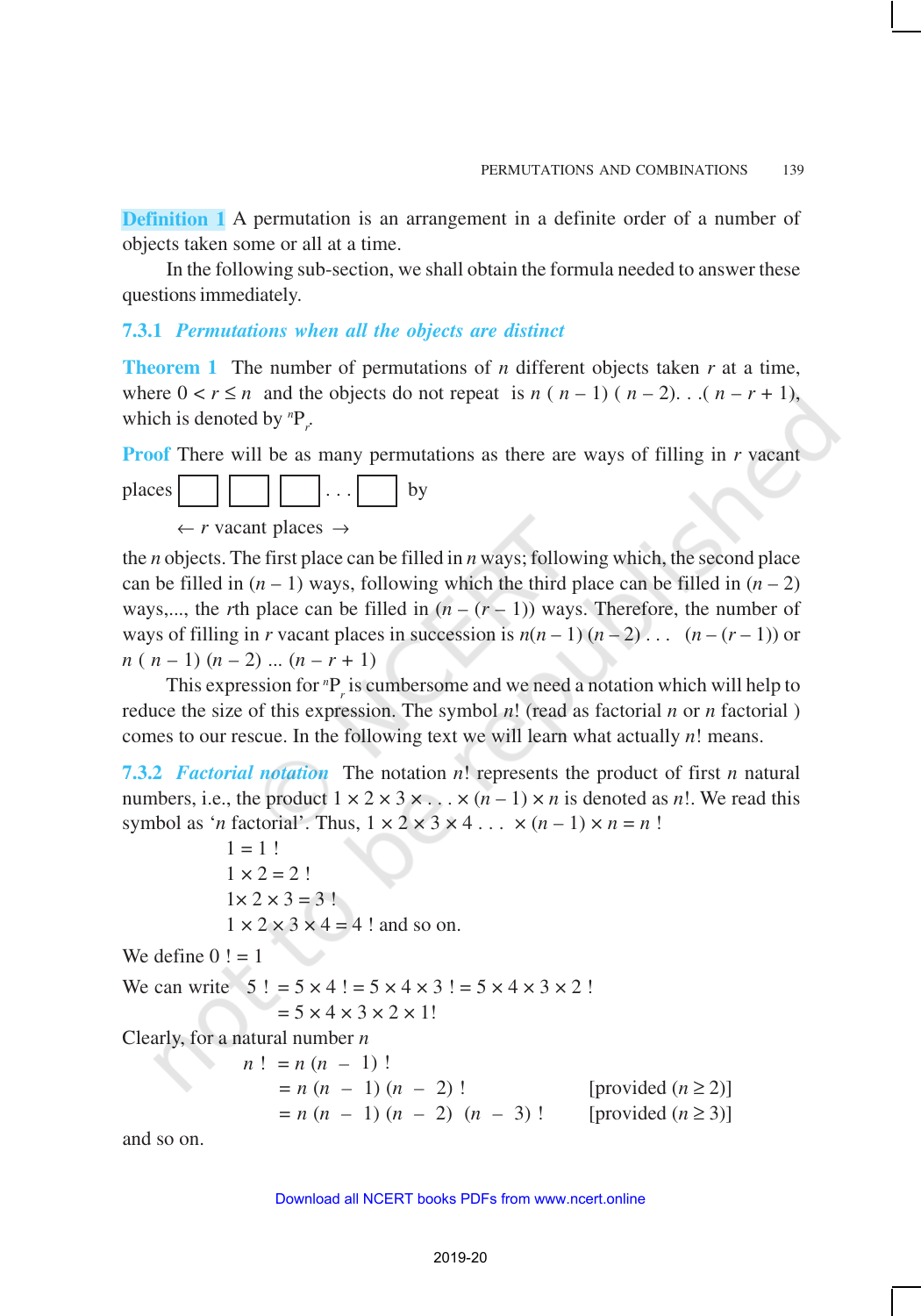**Definition 1** A permutation is an arrangement in a definite order of a number of objects taken some or all at a time.

In the following sub-section, we shall obtain the formula needed to answer these questions immediately.

### 7.3.1 *Permutations when all the objects are distinct*

**Theorem 1** The number of permutations of $n$ different objects taken $r$ at a time, where $0 < r \leq n$ and the objects do not repeat is $n(n-1)(n-2)\ldots(n-r+1)$, which is denoted by ${}^nP_r$.

**Proof** There will be as many permutations as there are ways of filling in $r$ vacant places $\square\ \square\ \square \ldots \square$ by

$\leftarrow r$ vacant places $\rightarrow$

the $n$ objects. The first place can be filled in $n$ ways; following which, the second place can be filled in $(n-1)$ ways, following which the third place can be filled in $(n-2)$ ways,..., the $r$th place can be filled in $(n-(r-1))$ ways. Therefore, the number of ways of filling in $r$ vacant places in succession is $n(n-1)(n-2)\ldots(n-(r-1))$ or $n(n-1)(n-2)\ldots(n-r+1)$

This expression for ${}^nP_r$ is cumbersome and we need a notation which will help to reduce the size of this expression. The symbol $n!$ (read as factorial $n$ or $n$ factorial ) comes to our rescue. In the following text we will learn what actually $n!$ means.

### 7.3.2 *Factorial notation*

The notation $n!$ represents the product of first $n$ natural numbers, i.e., the product $1 \times 2 \times 3 \times \ldots \times (n-1) \times n$ is denoted as $n!$. We read this symbol as '$n$ factorial'. Thus, $1 \times 2 \times 3 \times 4 \ldots \times (n-1) \times n = n!$

$$1 = 1!$$
$$1 \times 2 = 2!$$
$$1 \times 2 \times 3 = 3!$$
$$1 \times 2 \times 3 \times 4 = 4! \text{ and so on.}$$

We define $0! = 1$

We can write $5! = 5 \times 4! = 5 \times 4 \times 3! = 5 \times 4 \times 3 \times 2!$

$$= 5 \times 4 \times 3 \times 2 \times 1!$$

Clearly, for a natural number $n$

$$n! = n(n-1)!$$
$$= n(n-1)(n-2)! \quad \text{[provided } (n \geq 2)]$$
$$= n(n-1)(n-2)(n-3)! \quad \text{[provided } (n \geq 3)]$$

and so on.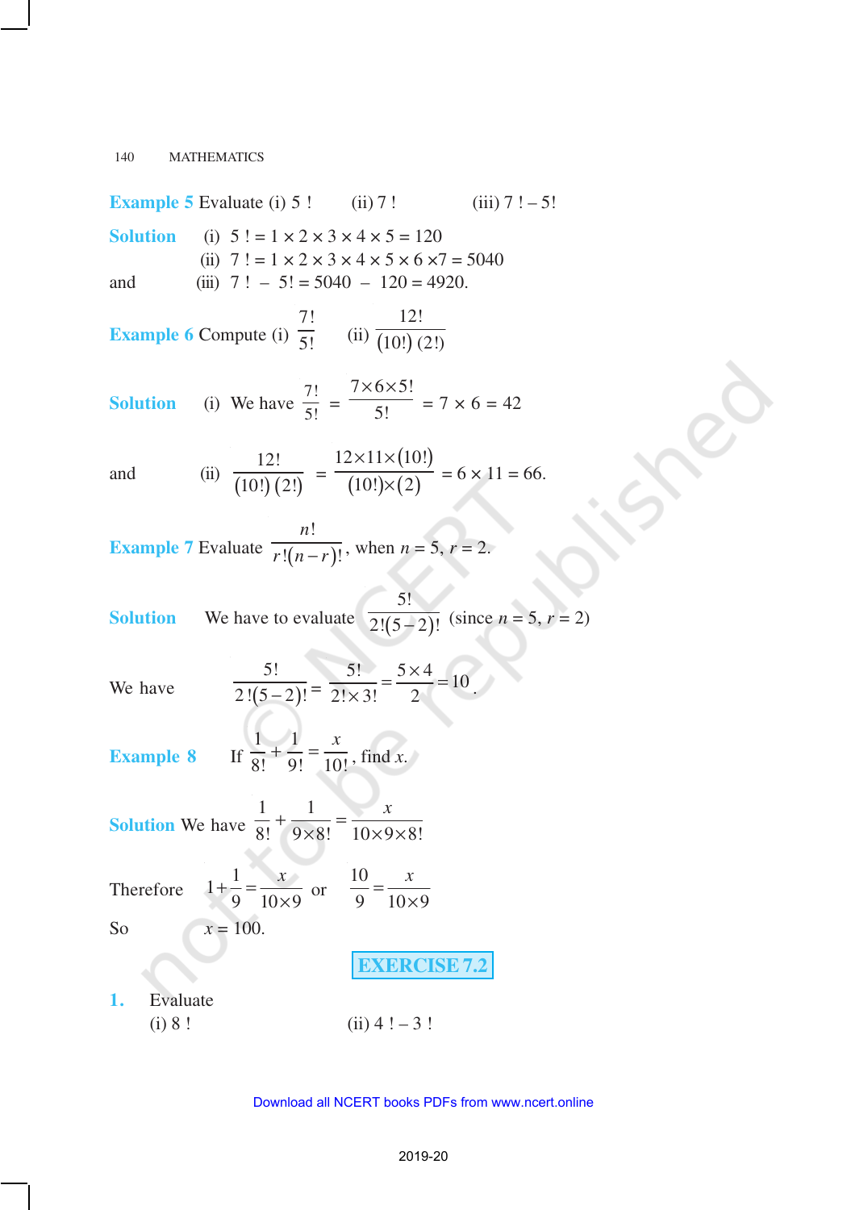**Example 5** Evaluate (i) 5 ! (ii) 7 ! (iii) 7 ! – 5!

**Solution** (i) $5\,! = 1 \times 2 \times 3 \times 4 \times 5 = 120$

(ii) $7\,! = 1 \times 2 \times 3 \times 4 \times 5 \times 6 \times 7 = 5040$

and (iii) $7\,! - 5! = 5040 - 120 = 4920$.

**Example 6** Compute (i) $\frac{7!}{5!}$ (ii) $\frac{12!}{(10!)\,(2!)}$

**Solution** (i) We have $\frac{7!}{5!} = \frac{7\times6\times5!}{5!} = 7 \times 6 = 42$

and (ii) $\frac{12!}{(10!)\,(2!)} = \frac{12\times11\times(10!)}{(10!)\times(2)} = 6 \times 11 = 66$.

**Example 7** Evaluate $\frac{n!}{r!(n-r)!}$, when $n = 5$, $r = 2$.

**Solution** We have to evaluate $\frac{5!}{2!(5-2)!}$ (since $n = 5$, $r = 2$)

We have $\frac{5!}{2\,!(5-2)!} = \frac{5!}{2!\times3!} = \frac{5\times4}{2} = 10$.

**Example 8** If $\frac{1}{8!} + \frac{1}{9!} = \frac{x}{10!}$, find $x$.

**Solution** We have $\frac{1}{8!} + \frac{1}{9\times8!} = \frac{x}{10\times9\times8!}$

Therefore $1+\frac{1}{9} = \frac{x}{10\times9}$ or $\frac{10}{9} = \frac{x}{10\times9}$

So $x = 100$.

## EXERCISE 7.2

**1.** Evaluate

(i) 8 ! (ii) 4 ! – 3 !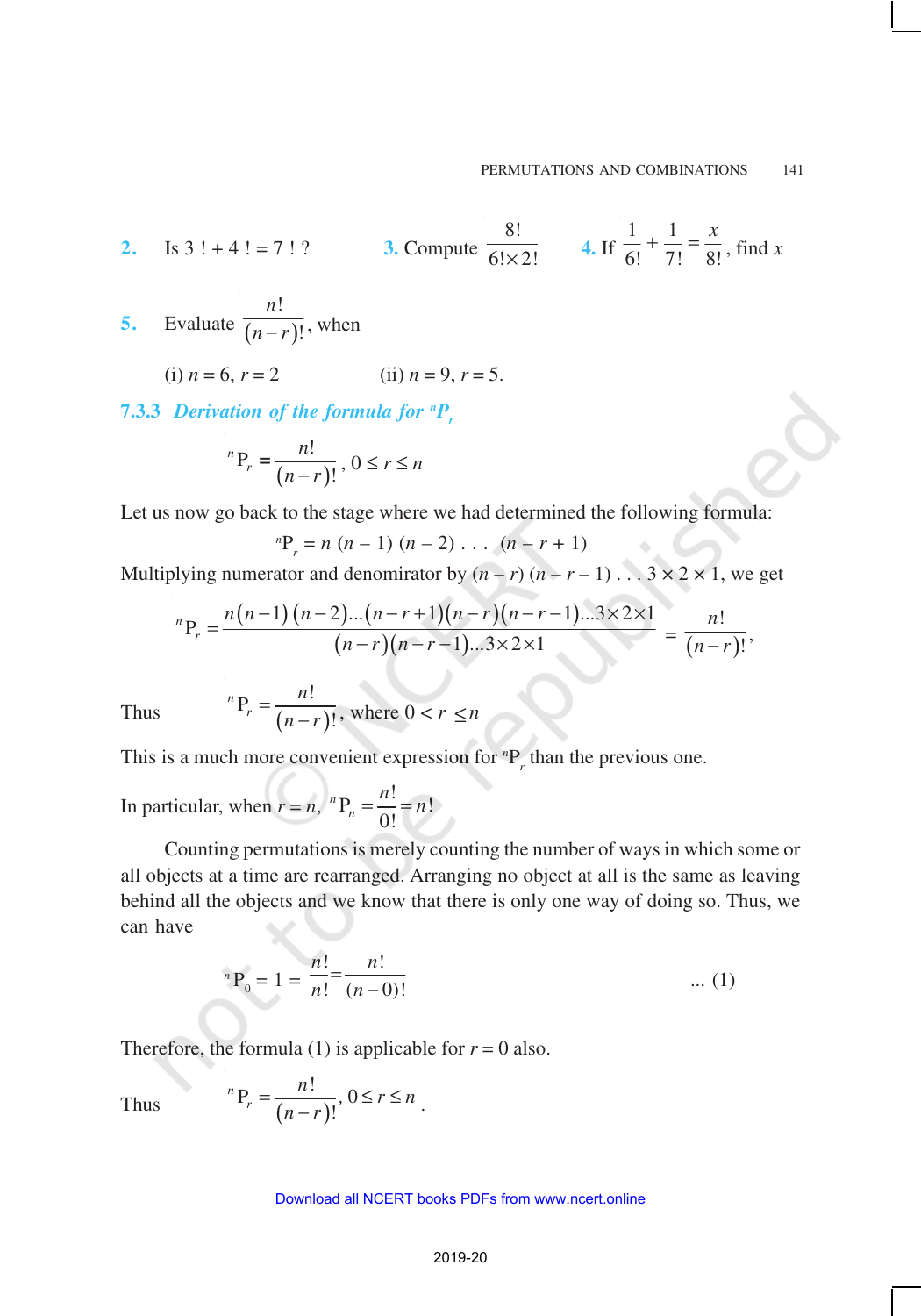**2.** Is 3 ! + 4 ! = 7 ! ?

**3.** Compute $\frac{8!}{6! \times 2!}$

**4.** If $\frac{1}{6!} + \frac{1}{7!} = \frac{x}{8!}$, find $x$

**5.** Evaluate $\frac{n!}{(n-r)!}$, when

(i) $n = 6, r = 2$ (ii) $n = 9, r = 5$.

### 7.3.3 *Derivation of the formula for* $^nP_r$

$$^nP_r = \frac{n!}{(n-r)!}, \; 0 \le r \le n$$

Let us now go back to the stage where we had determined the following formula:

$$^nP_r = n\,(n-1)\,(n-2)\ldots(n-r+1)$$

Multiplying numerator and denomirator by $(n-r)\,(n-r-1)\ldots 3 \times 2 \times 1$, we get

$$^nP_r = \frac{n(n-1)(n-2)\ldots(n-r+1)(n-r)(n-r-1)\ldots 3\times 2\times 1}{(n-r)(n-r-1)\ldots 3\times 2\times 1} = \frac{n!}{(n-r)!},$$

Thus $\quad ^nP_r = \frac{n!}{(n-r)!}$, where $0 < r \le n$

This is a much more convenient expression for $^nP_r$ than the previous one.

In particular, when $r = n$, $^nP_n = \frac{n!}{0!} = n!$

Counting permutations is merely counting the number of ways in which some or all objects at a time are rearranged. Arranging no object at all is the same as leaving behind all the objects and we know that there is only one way of doing so. Thus, we can have

$$^nP_0 = 1 = \frac{n!}{n!} = \frac{n!}{(n-0)!} \qquad \ldots (1)$$

Therefore, the formula (1) is applicable for $r = 0$ also.

Thus $\quad ^nP_r = \frac{n!}{(n-r)!}, \; 0 \le r \le n$.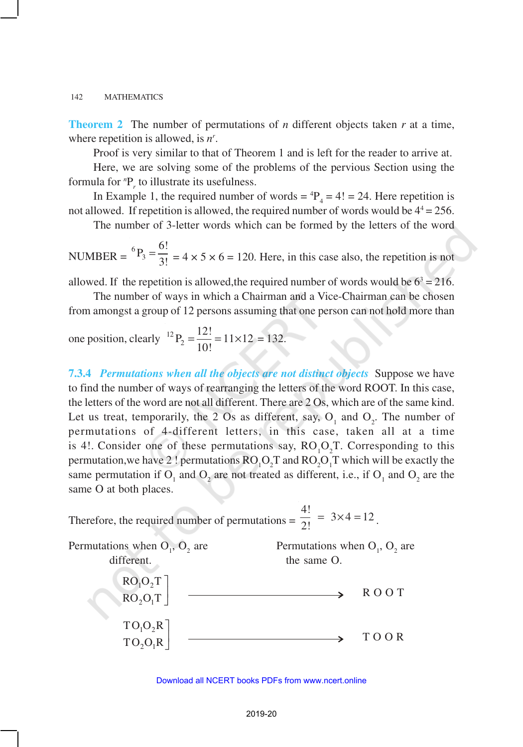**Theorem 2** The number of permutations of $n$ different objects taken $r$ at a time, where repetition is allowed, is $n^r$.

Proof is very similar to that of Theorem 1 and is left for the reader to arrive at.

Here, we are solving some of the problems of the pervious Section using the formula for ${}^nP_r$ to illustrate its usefulness.

In Example 1, the required number of words = ${}^4P_4 = 4! = 24$. Here repetition is not allowed. If repetition is allowed, the required number of words would be $4^4 = 256$.

The number of 3-letter words which can be formed by the letters of the word NUMBER = ${}^6P_3 = \frac{6!}{3!} = 4 \times 5 \times 6 = 120$. Here, in this case also, the repetition is not allowed. If the repetition is allowed,the required number of words would be $6^3 = 216$.

The number of ways in which a Chairman and a Vice-Chairman can be chosen from amongst a group of 12 persons assuming that one person can not hold more than one position, clearly ${}^{12}P_2 = \frac{12!}{10!} = 11 \times 12 = 132$.

### 7.3.4 *Permutations when all the objects are not distinct objects*

Suppose we have to find the number of ways of rearranging the letters of the word ROOT. In this case, the letters of the word are not all different. There are 2 Os, which are of the same kind. Let us treat, temporarily, the 2 Os as different, say, $O_1$ and $O_2$. The number of permutations of 4-different letters, in this case, taken all at a time is 4!. Consider one of these permutations say, $RO_1O_2T$. Corresponding to this permutation,we have 2 ! permutations $RO_1O_2T$ and $RO_2O_1T$ which will be exactly the same permutation if $O_1$ and $O_2$ are not treated as different, i.e., if $O_1$ and $O_2$ are the same O at both places.

Therefore, the required number of permutations = $\frac{4!}{2!} = 3 \times 4 = 12$.

| Permutations when $O_1$, $O_2$ are different. | | Permutations when $O_1$, $O_2$ are the same O. |
|---|---|---|
| $RO_1O_2T$, $RO_2O_1T$ | $\longrightarrow$ | R O O T |
| $TO_1O_2R$, $TO_2O_1R$ | $\longrightarrow$ | T O O R |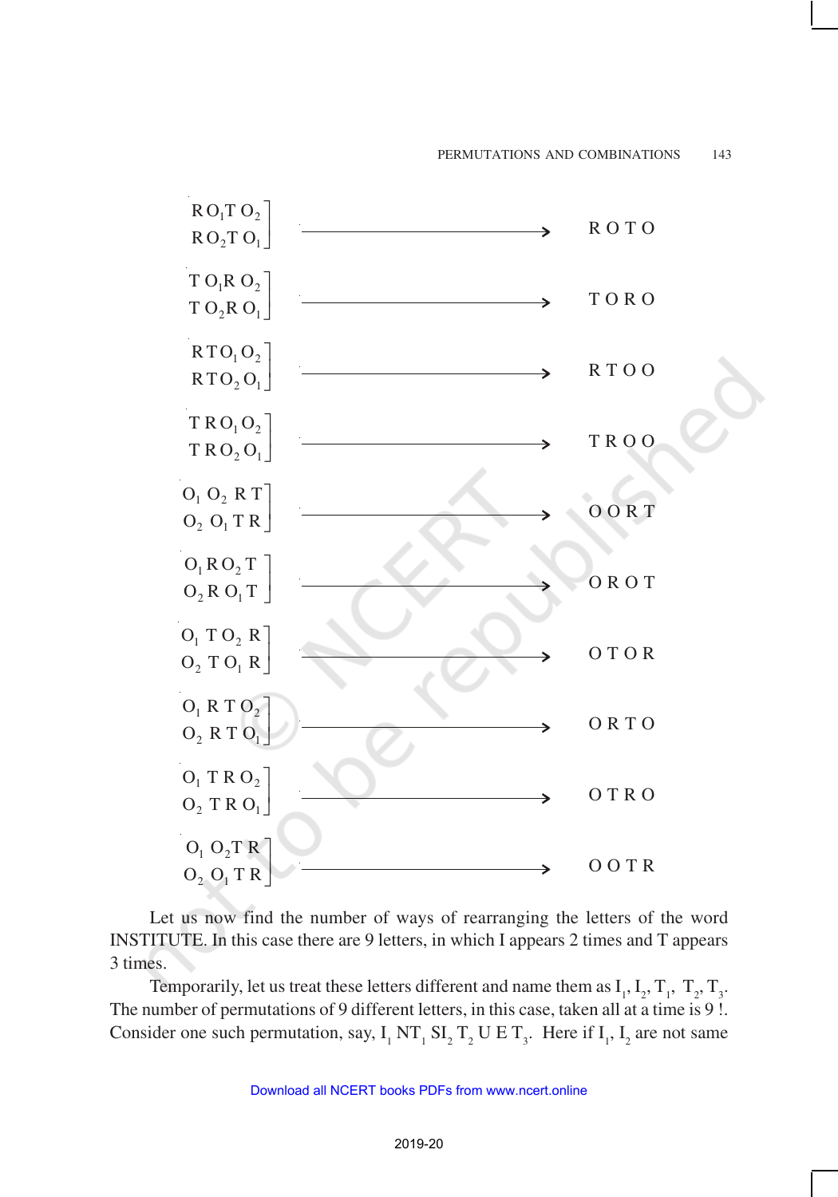$$
\left.\begin{array}{l} R\,O_1T\,O_2 \\ R\,O_2T\,O_1 \end{array}\right] \longrightarrow \text{R O T O}
$$

$$
\left.\begin{array}{l} T\,O_1R\,O_2 \\ T\,O_2R\,O_1 \end{array}\right] \longrightarrow \text{T O R O}
$$

$$
\left.\begin{array}{l} R\,T\,O_1\,O_2 \\ R\,T\,O_2\,O_1 \end{array}\right] \longrightarrow \text{R T O O}
$$

$$
\left.\begin{array}{l} T\,R\,O_1\,O_2 \\ T\,R\,O_2\,O_1 \end{array}\right] \longrightarrow \text{T R O O}
$$

$$
\left.\begin{array}{l} O_1\,O_2\,R\,T \\ O_2\,O_1\,T\,R \end{array}\right] \longrightarrow \text{O O R T}
$$

$$
\left.\begin{array}{l} O_1\,R\,O_2\,T \\ O_2\,R\,O_1\,T \end{array}\right] \longrightarrow \text{O R O T}
$$

$$
\left.\begin{array}{l} O_1\,T\,O_2\,R \\ O_2\,T\,O_1\,R \end{array}\right] \longrightarrow \text{O T O R}
$$

$$
\left.\begin{array}{l} O_1\,R\,T\,O_2 \\ O_2\,R\,T\,O_1 \end{array}\right] \longrightarrow \text{O R T O}
$$

$$
\left.\begin{array}{l} O_1\,T\,R\,O_2 \\ O_2\,T\,R\,O_1 \end{array}\right] \longrightarrow \text{O T R O}
$$

$$
\left.\begin{array}{l} O_1\,O_2T\,R \\ O_2\,O_1\,T\,R \end{array}\right] \longrightarrow \text{O O T R}
$$

Let us now find the number of ways of rearranging the letters of the word INSTITUTE. In this case there are 9 letters, in which I appears 2 times and T appears 3 times.

Temporarily, let us treat these letters different and name them as $I_1$, $I_2$, $T_1$, $T_2$, $T_3$. The number of permutations of 9 different letters, in this case, taken all at a time is 9 !. Consider one such permutation, say, $I_1\,NT_1\,SI_2\,T_2\,U\,E\,T_3$. Here if $I_1$, $I_2$ are not same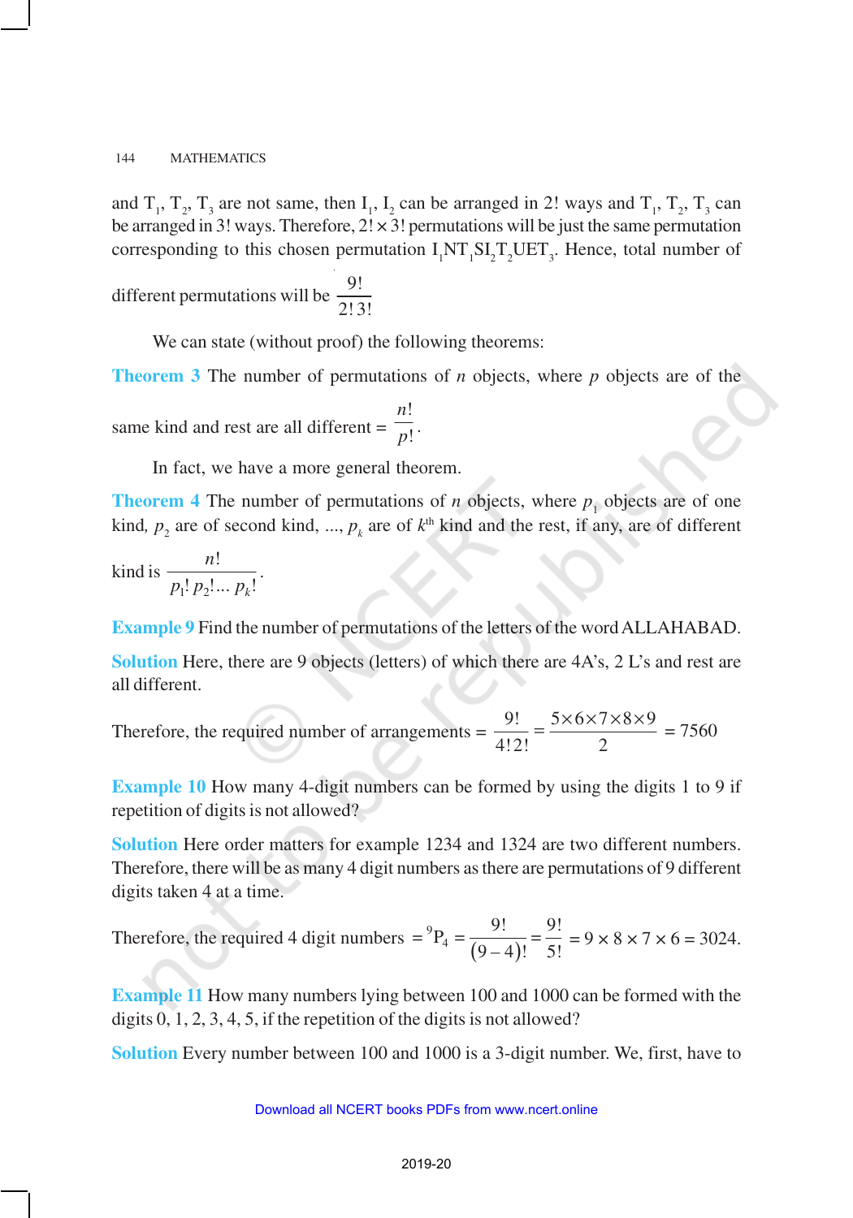and $T_1$, $T_2$, $T_3$ are not same, then $I_1$, $I_2$ can be arranged in 2! ways and $T_1$, $T_2$, $T_3$ can be arranged in 3! ways. Therefore, $2! \times 3!$ permutations will be just the same permutation corresponding to this chosen permutation $I_1NT_1SI_2T_2UET_3$. Hence, total number of different permutations will be $\frac{9!}{2!\,3!}$

We can state (without proof) the following theorems:

**Theorem 3** The number of permutations of $n$ objects, where $p$ objects are of the same kind and rest are all different $= \frac{n!}{p!}$.

In fact, we have a more general theorem.

**Theorem 4** The number of permutations of $n$ objects, where $p_1$ objects are of one kind, $p_2$ are of second kind, ..., $p_k$ are of $k^{th}$ kind and the rest, if any, are of different kind is $\frac{n!}{p_1!\,p_2!\ldots\,p_k!}$.

**Example 9** Find the number of permutations of the letters of the word ALLAHABAD.

**Solution** Here, there are 9 objects (letters) of which there are 4A's, 2 L's and rest are all different.

Therefore, the required number of arrangements $= \frac{9!}{4!\,2!} = \frac{5 \times 6 \times 7 \times 8 \times 9}{2} = 7560$

**Example 10** How many 4-digit numbers can be formed by using the digits 1 to 9 if repetition of digits is not allowed?

**Solution** Here order matters for example 1234 and 1324 are two different numbers. Therefore, there will be as many 4 digit numbers as there are permutations of 9 different digits taken 4 at a time.

Therefore, the required 4 digit numbers $= {}^9P_4 = \frac{9!}{(9-4)!} = \frac{9!}{5!} = 9 \times 8 \times 7 \times 6 = 3024.$

**Example 11** How many numbers lying between 100 and 1000 can be formed with the digits 0, 1, 2, 3, 4, 5, if the repetition of the digits is not allowed?

**Solution** Every number between 100 and 1000 is a 3-digit number. We, first, have to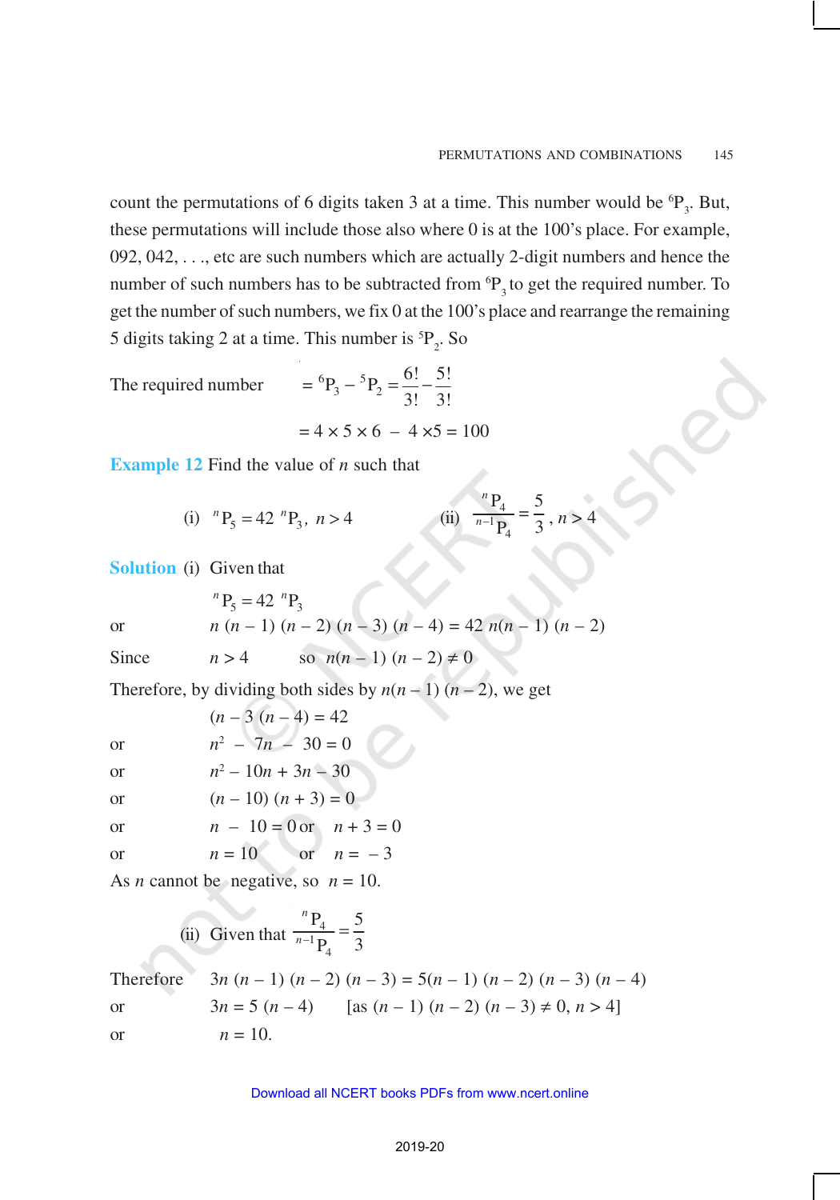count the permutations of 6 digits taken 3 at a time. This number would be $^6P_3$. But, these permutations will include those also where 0 is at the 100's place. For example, 092, 042, . . ., etc are such numbers which are actually 2-digit numbers and hence the number of such numbers has to be subtracted from $^6P_3$ to get the required number. To get the number of such numbers, we fix 0 at the 100's place and rearrange the remaining 5 digits taking 2 at a time. This number is $^5P_2$. So

$$\text{The required number} = {}^6P_3 - {}^5P_2 = \frac{6!}{3!} - \frac{5!}{3!}$$

$$= 4 \times 5 \times 6 - 4 \times 5 = 100$$

**Example 12** Find the value of $n$ such that

(i) $^nP_5 = 42\ ^nP_3,\ n > 4$  (ii) $\frac{^nP_4}{^{n-1}P_4} = \frac{5}{3},\ n > 4$

**Solution** (i) Given that

$$^nP_5 = 42\ ^nP_3$$

or $n\ (n - 1)\ (n - 2)\ (n - 3)\ (n - 4) = 42\ n(n - 1)\ (n - 2)$

Since $n > 4$  so $n(n - 1)\ (n - 2) \neq 0$

Therefore, by dividing both sides by $n(n - 1)\ (n - 2)$, we get

$(n - 3\ (n - 4) = 42$

or $n^2 - 7n - 30 = 0$

or $n^2 - 10n + 3n - 30$

or $(n - 10)\ (n + 3) = 0$

or $n - 10 = 0$ or $n + 3 = 0$

or $n = 10$ or $n = -3$

As $n$ cannot be negative, so $n = 10$.

(ii) Given that $\frac{^nP_4}{^{n-1}P_4} = \frac{5}{3}$

Therefore $3n\ (n - 1)\ (n - 2)\ (n - 3) = 5(n - 1)\ (n - 2)\ (n - 3)\ (n - 4)$

or $3n = 5\ (n - 4)$  [as $(n - 1)\ (n - 2)\ (n - 3) \neq 0,\ n > 4$]

or $n = 10$.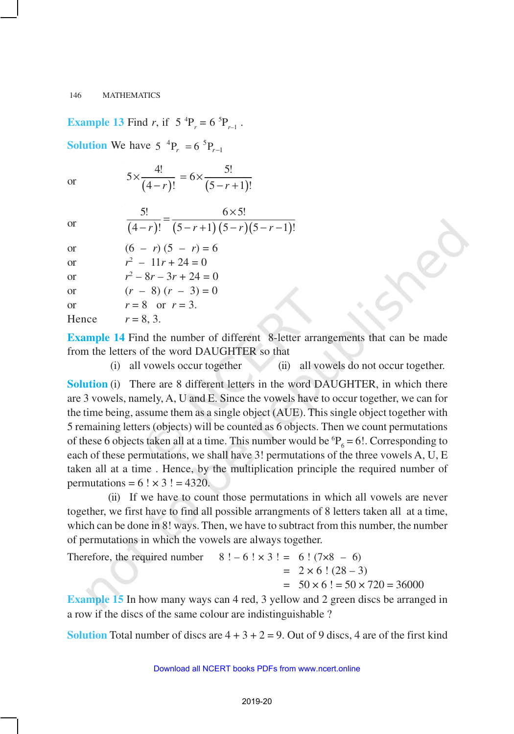**Example 13** Find $r$, if $5\ {}^4P_r = 6\ {}^5P_{r-1}$ .

**Solution** We have $5\ {}^4P_r = 6\ {}^5P_{r-1}$

or $$5 \times \frac{4!}{(4-r)!} = 6 \times \frac{5!}{(5-r+1)!}$$

or $$\frac{5!}{(4-r)!} = \frac{6 \times 5!}{(5-r+1)(5-r)(5-r-1)!}$$

or $(6 - r)(5 - r) = 6$

or $r^2 - 11r + 24 = 0$

or $r^2 - 8r - 3r + 24 = 0$

or $(r - 8)(r - 3) = 0$

or $r = 8$ or $r = 3$.

Hence $r = 8, 3$.

**Example 14** Find the number of different 8-letter arrangements that can be made from the letters of the word DAUGHTER so that

(i) all vowels occur together (ii) all vowels do not occur together.

**Solution** (i) There are 8 different letters in the word DAUGHTER, in which there are 3 vowels, namely, A, U and E. Since the vowels have to occur together, we can for the time being, assume them as a single object (AUE). This single object together with 5 remaining letters (objects) will be counted as 6 objects. Then we count permutations of these 6 objects taken all at a time. This number would be ${}^6P_6 = 6!$. Corresponding to each of these permutations, we shall have 3! permutations of the three vowels A, U, E taken all at a time . Hence, by the multiplication principle the required number of permutations $= 6! \times 3! = 4320$.

(ii) If we have to count those permutations in which all vowels are never together, we first have to find all possible arrangments of 8 letters taken all at a time, which can be done in 8! ways. Then, we have to subtract from this number, the number of permutations in which the vowels are always together.

Therefore, the required number $8! - 6! \times 3! = 6!\,(7 \times 8 - 6)$

$= 2 \times 6!\,(28 - 3)$

$= 50 \times 6! = 50 \times 720 = 36000$

**Example 15** In how many ways can 4 red, 3 yellow and 2 green discs be arranged in a row if the discs of the same colour are indistinguishable ?

**Solution** Total number of discs are $4 + 3 + 2 = 9$. Out of 9 discs, 4 are of the first kind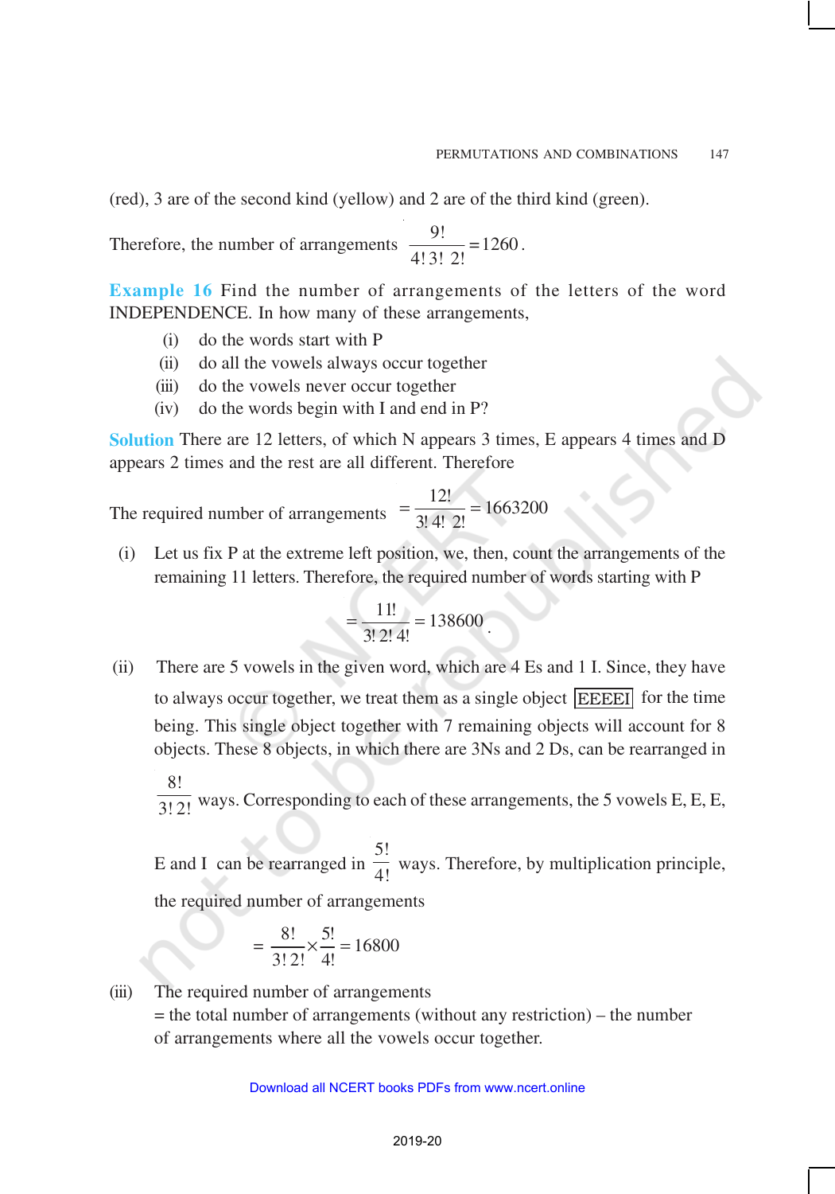(red), 3 are of the second kind (yellow) and 2 are of the third kind (green).

Therefore, the number of arrangements $\frac{9!}{4!\,3!\,2!} = 1260$.

**Example 16** Find the number of arrangements of the letters of the word INDEPENDENCE. In how many of these arrangements,

(i) do the words start with P

(ii) do all the vowels always occur together

(iii) do the vowels never occur together

(iv) do the words begin with I and end in P?

**Solution** There are 12 letters, of which N appears 3 times, E appears 4 times and D appears 2 times and the rest are all different. Therefore

The required number of arrangements $= \frac{12!}{3!\,4!\,2!} = 1663200$

(i) Let us fix P at the extreme left position, we, then, count the arrangements of the remaining 11 letters. Therefore, the required number of words starting with P

$$= \frac{11!}{3!\,2!\,4!} = 138600.$$

(ii) There are 5 vowels in the given word, which are 4 Es and 1 I. Since, they have to always occur together, we treat them as a single object [EEEEI] for the time being. This single object together with 7 remaining objects will account for 8 objects. These 8 objects, in which there are 3Ns and 2 Ds, can be rearranged in $\frac{8!}{3!\,2!}$ ways. Corresponding to each of these arrangements, the 5 vowels E, E, E, E and I can be rearranged in $\frac{5!}{4!}$ ways. Therefore, by multiplication principle, the required number of arrangements

$$= \frac{8!}{3!\,2!} \times \frac{5!}{4!} = 16800$$

(iii) The required number of arrangements

= the total number of arrangements (without any restriction) – the number of arrangements where all the vowels occur together.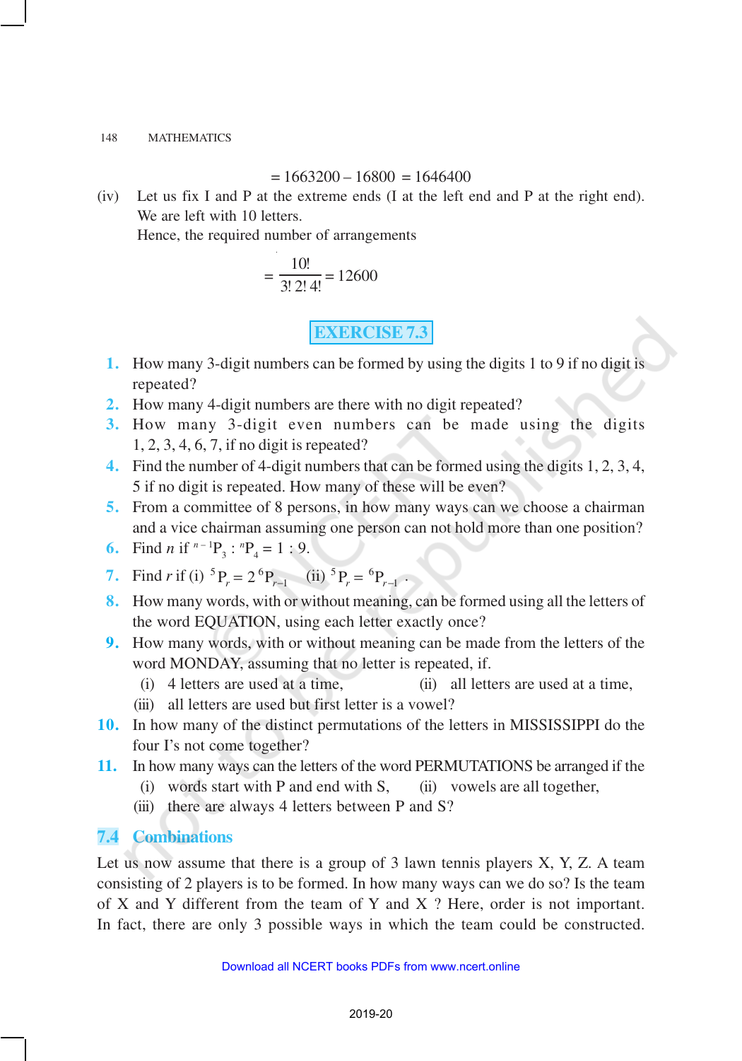$= 1663200 – 16800 = 1646400$

(iv) Let us fix I and P at the extreme ends (I at the left end and P at the right end). We are left with 10 letters.

Hence, the required number of arrangements

$$= \frac{10!}{3!\,2!\,4!} = 12600$$

## EXERCISE 7.3

1. How many 3-digit numbers can be formed by using the digits 1 to 9 if no digit is repeated?
2. How many 4-digit numbers are there with no digit repeated?
3. How many 3-digit even numbers can be made using the digits 1, 2, 3, 4, 6, 7, if no digit is repeated?
4. Find the number of 4-digit numbers that can be formed using the digits 1, 2, 3, 4, 5 if no digit is repeated. How many of these will be even?
5. From a committee of 8 persons, in how many ways can we choose a chairman and a vice chairman assuming one person can not hold more than one position?
6. Find $n$ if ${}^{n-1}P_3 : {}^{n}P_4 = 1 : 9$.
7. Find $r$ if (i) ${}^{5}P_r = 2\,{}^{6}P_{r-1}$ (ii) ${}^{5}P_r = {}^{6}P_{r-1}$ .
8. How many words, with or without meaning, can be formed using all the letters of the word EQUATION, using each letter exactly once?
9. How many words, with or without meaning can be made from the letters of the word MONDAY, assuming that no letter is repeated, if.
   (i) 4 letters are used at a time, (ii) all letters are used at a time,
   (iii) all letters are used but first letter is a vowel?
10. In how many of the distinct permutations of the letters in MISSISSIPPI do the four I's not come together?
11. In how many ways can the letters of the word PERMUTATIONS be arranged if the
    (i) words start with P and end with S, (ii) vowels are all together,
    (iii) there are always 4 letters between P and S?

## 7.4 Combinations

Let us now assume that there is a group of 3 lawn tennis players X, Y, Z. A team consisting of 2 players is to be formed. In how many ways can we do so? Is the team of X and Y different from the team of Y and X ? Here, order is not important. In fact, there are only 3 possible ways in which the team could be constructed.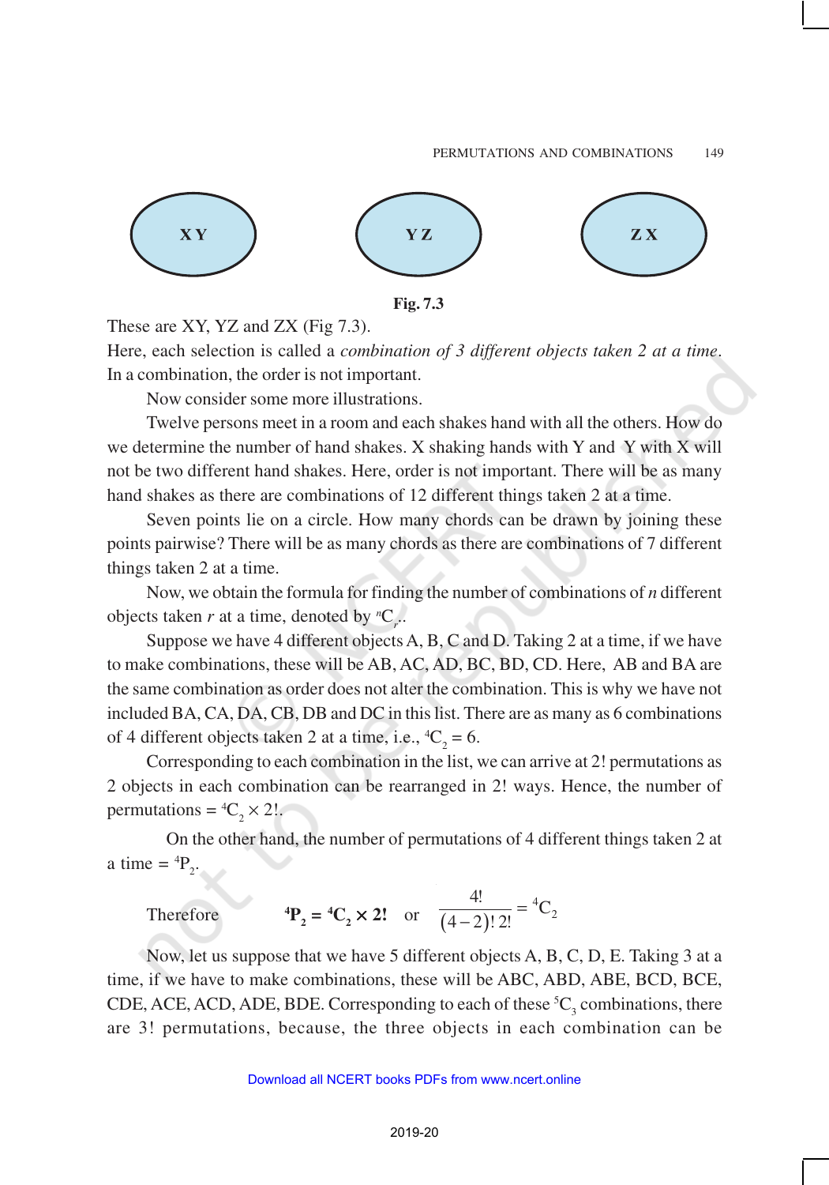XY YZ ZX

**Fig. 7.3**

These are XY, YZ and ZX (Fig 7.3).

Here, each selection is called a *combination of 3 different objects taken 2 at a time*. In a combination, the order is not important.

Now consider some more illustrations.

Twelve persons meet in a room and each shakes hand with all the others. How do we determine the number of hand shakes. X shaking hands with Y and Y with X will not be two different hand shakes. Here, order is not important. There will be as many hand shakes as there are combinations of 12 different things taken 2 at a time.

Seven points lie on a circle. How many chords can be drawn by joining these points pairwise? There will be as many chords as there are combinations of 7 different things taken 2 at a time.

Now, we obtain the formula for finding the number of combinations of $n$ different objects taken $r$ at a time, denoted by ${}^nC_r$..

Suppose we have 4 different objects A, B, C and D. Taking 2 at a time, if we have to make combinations, these will be AB, AC, AD, BC, BD, CD. Here, AB and BA are the same combination as order does not alter the combination. This is why we have not included BA, CA, DA, CB, DB and DC in this list. There are as many as 6 combinations of 4 different objects taken 2 at a time, i.e., ${}^4C_2 = 6$.

Corresponding to each combination in the list, we can arrive at 2! permutations as 2 objects in each combination can be rearranged in 2! ways. Hence, the number of permutations $= {}^4C_2 \times 2!$.

On the other hand, the number of permutations of 4 different things taken 2 at a time $= {}^4P_2$.

Therefore $\quad\quad {}^4\mathbf{P}_2 = {}^4\mathbf{C}_2 \times \mathbf{2!} \quad$ or $\quad \dfrac{4!}{(4-2)!\,2!} = {}^4C_2$

Now, let us suppose that we have 5 different objects A, B, C, D, E. Taking 3 at a time, if we have to make combinations, these will be ABC, ABD, ABE, BCD, BCE, CDE, ACE, ACD, ADE, BDE. Corresponding to each of these ${}^5C_3$ combinations, there are 3! permutations, because, the three objects in each combination can be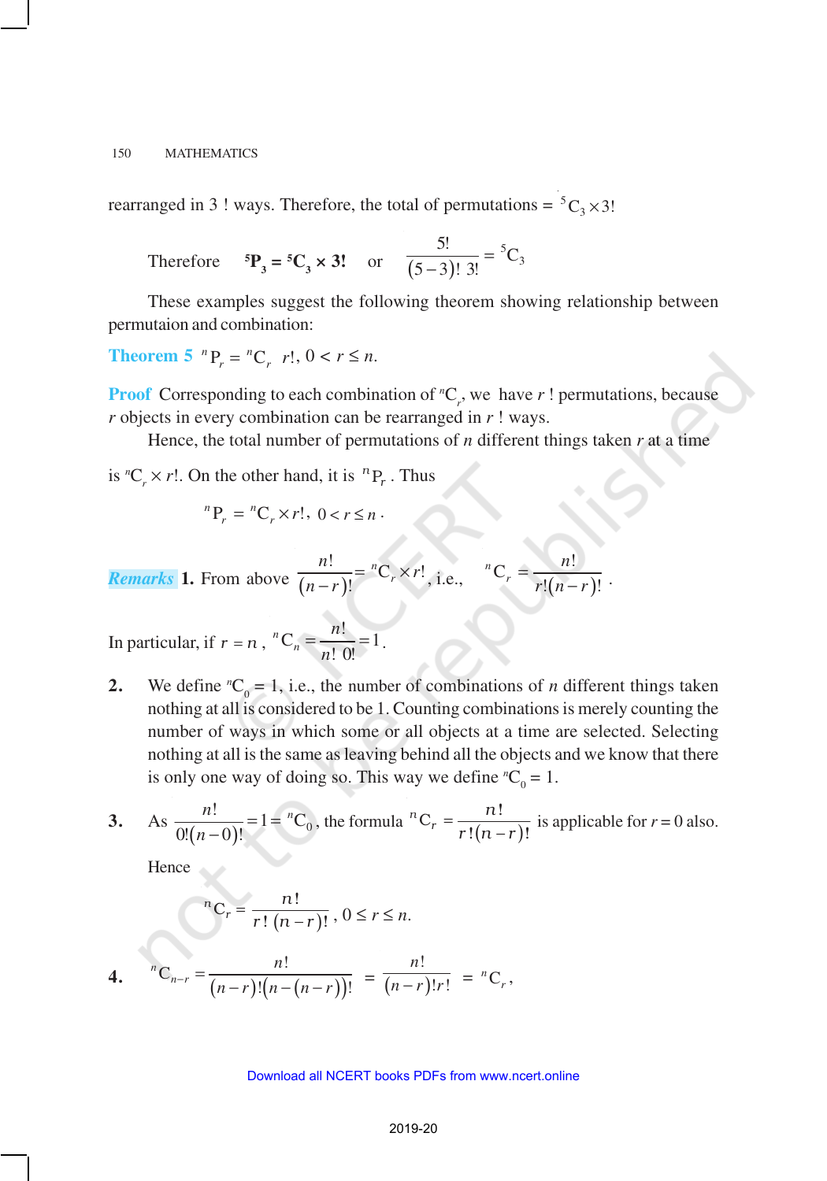rearranged in 3 ! ways. Therefore, the total of permutations = ${}^5C_3 \times 3!$

Therefore $\quad {}^5P_3 = {}^5C_3 \times 3!$ $\quad$ or $\quad \dfrac{5!}{(5-3)!\ 3!} = {}^5C_3$

These examples suggest the following theorem showing relationship between permutaion and combination:

**Theorem 5** ${}^nP_r = {}^nC_r\ r!$, $0 < r \leq n$.

**Proof** Corresponding to each combination of ${}^nC_r$, we have $r$ ! permutations, because $r$ objects in every combination can be rearranged in $r$ ! ways.

Hence, the total number of permutations of $n$ different things taken $r$ at a time is ${}^nC_r \times r!$. On the other hand, it is ${}^nP_r$ . Thus

$$ {}^nP_r = {}^nC_r \times r!,\ 0 < r \leq n. $$

***Remarks*** **1.** From above $\dfrac{n!}{(n-r)!} = {}^nC_r \times r!$, i.e., $\quad {}^nC_r = \dfrac{n!}{r!(n-r)!}$ .

In particular, if $r = n$ , ${}^nC_n = \dfrac{n!}{n!\ 0!} = 1$.

**2.** We define ${}^nC_0 = 1$, i.e., the number of combinations of $n$ different things taken nothing at all is considered to be 1. Counting combinations is merely counting the number of ways in which some or all objects at a time are selected. Selecting nothing at all is the same as leaving behind all the objects and we know that there is only one way of doing so. This way we define ${}^nC_0 = 1$.

**3.** As $\dfrac{n!}{0!(n-0)!} = 1 = {}^nC_0$, the formula ${}^nC_r = \dfrac{n!}{r!(n-r)!}$ is applicable for $r = 0$ also.

Hence

$$ {}^nC_r = \frac{n!}{r!\ (n-r)!},\ 0 \leq r \leq n. $$

**4.** $\displaystyle {}^nC_{n-r} = \frac{n!}{(n-r)!(n-(n-r))!} = \frac{n!}{(n-r)!r!} = {}^nC_r,$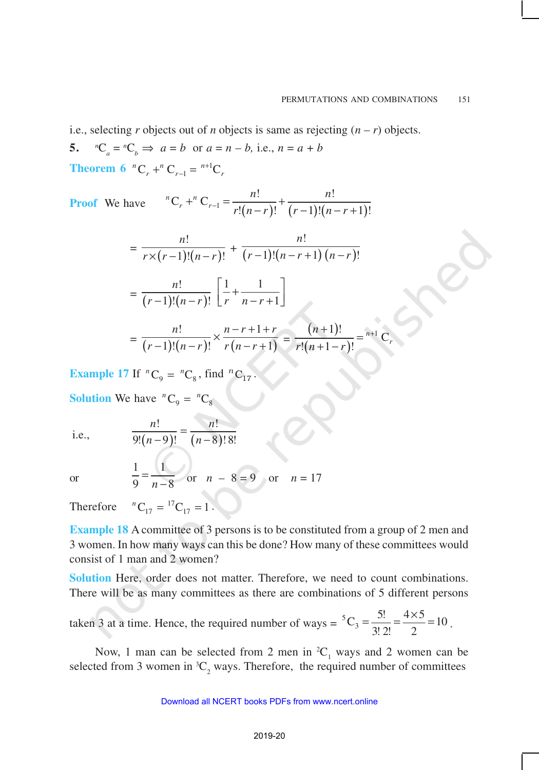i.e., selecting $r$ objects out of $n$ objects is same as rejecting $(n – r)$ objects.

**5.** $^nC_a = {^nC_b} \Rightarrow a = b$ or $a = n – b$, i.e., $n = a + b$

**Theorem 6** $^nC_r + {^nC_{r-1}} = {^{n+1}C_r}$

**Proof** We have $^nC_r + {^nC_{r-1}} = \dfrac{n!}{r!(n-r)!} + \dfrac{n!}{(r-1)!(n-r+1)!}$

$$= \frac{n!}{r \times (r-1)!(n-r)!} + \frac{n!}{(r-1)!(n-r+1)(n-r)!}$$

$$= \frac{n!}{(r-1)!(n-r)!}\left[\frac{1}{r} + \frac{1}{n-r+1}\right]$$

$$= \frac{n!}{(r-1)!(n-r)!} \times \frac{n-r+1+r}{r(n-r+1)} = \frac{(n+1)!}{r!(n+1-r)!} = {^{n+1}C_r}$$

**Example 17** If $^nC_9 = {^nC_8}$, find $^nC_{17}$.

**Solution** We have $^nC_9 = {^nC_8}$

i.e., $$\frac{n!}{9!(n-9)!} = \frac{n!}{(n-8)!\,8!}$$

or $\dfrac{1}{9} = \dfrac{1}{n-8}$ or $n - 8 = 9$ or $n = 17$

Therefore $^nC_{17} = {^{17}C_{17}} = 1$.

**Example 18** A committee of 3 persons is to be constituted from a group of 2 men and 3 women. In how many ways can this be done? How many of these committees would consist of 1 man and 2 women?

**Solution** Here, order does not matter. Therefore, we need to count combinations. There will be as many committees as there are combinations of 5 different persons taken 3 at a time. Hence, the required number of ways = $^5C_3 = \dfrac{5!}{3!\,2!} = \dfrac{4 \times 5}{2} = 10$.

Now, 1 man can be selected from 2 men in $^2C_1$ ways and 2 women can be selected from 3 women in $^3C_2$ ways. Therefore, the required number of committees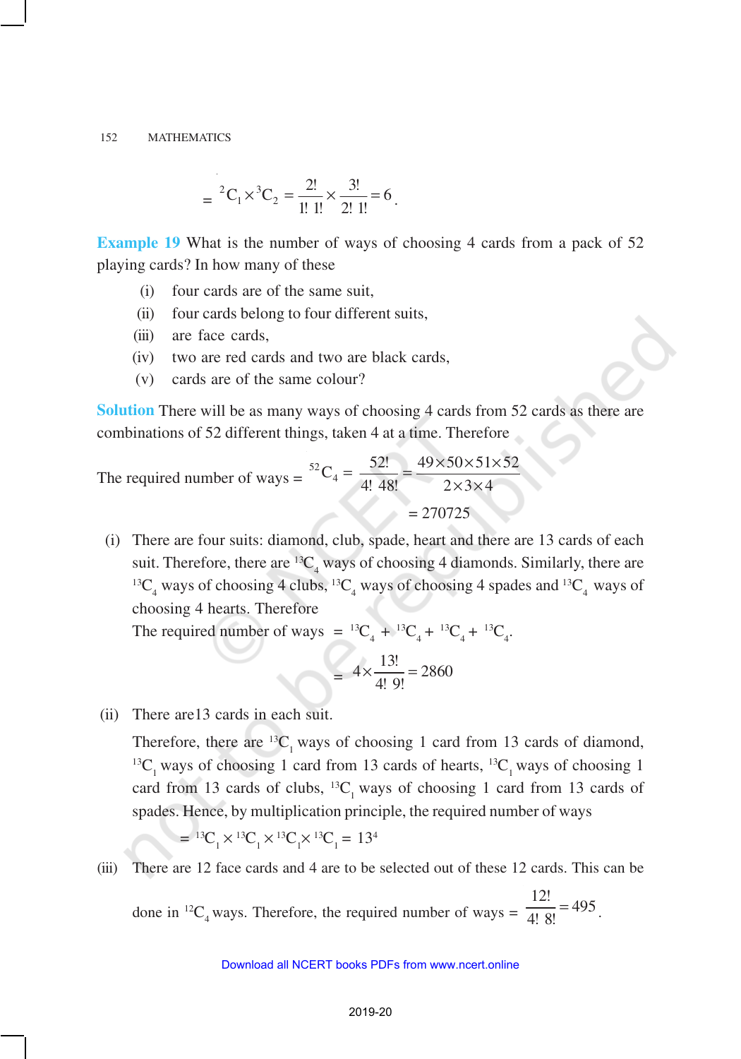$$= {}^2C_1 \times {}^3C_2 = \frac{2!}{1!\ 1!} \times \frac{3!}{2!\ 1!} = 6 .$$

**Example 19** What is the number of ways of choosing 4 cards from a pack of 52 playing cards? In how many of these

(i) four cards are of the same suit,

(ii) four cards belong to four different suits,

(iii) are face cards,

(iv) two are red cards and two are black cards,

(v) cards are of the same colour?

**Solution** There will be as many ways of choosing 4 cards from 52 cards as there are combinations of 52 different things, taken 4 at a time. Therefore

$$\text{The required number of ways} = {}^{52}C_4 = \frac{52!}{4!\ 48!} = \frac{49 \times 50 \times 51 \times 52}{2 \times 3 \times 4}$$

$$= 270725$$

(i) There are four suits: diamond, club, spade, heart and there are 13 cards of each suit. Therefore, there are ${}^{13}C_4$ ways of choosing 4 diamonds. Similarly, there are ${}^{13}C_4$ ways of choosing 4 clubs, ${}^{13}C_4$ ways of choosing 4 spades and ${}^{13}C_4$ ways of choosing 4 hearts. Therefore

The required number of ways $= {}^{13}C_4 + {}^{13}C_4 + {}^{13}C_4 + {}^{13}C_4$.

$$= 4 \times \frac{13!}{4!\ 9!} = 2860$$

(ii) There are 13 cards in each suit.

Therefore, there are ${}^{13}C_1$ ways of choosing 1 card from 13 cards of diamond, ${}^{13}C_1$ ways of choosing 1 card from 13 cards of hearts, ${}^{13}C_1$ ways of choosing 1 card from 13 cards of clubs, ${}^{13}C_1$ ways of choosing 1 card from 13 cards of spades. Hence, by multiplication principle, the required number of ways

$$= {}^{13}C_1 \times {}^{13}C_1 \times {}^{13}C_1 \times {}^{13}C_1 = 13^4$$

(iii) There are 12 face cards and 4 are to be selected out of these 12 cards. This can be done in ${}^{12}C_4$ ways. Therefore, the required number of ways $= \frac{12!}{4!\ 8!} = 495$.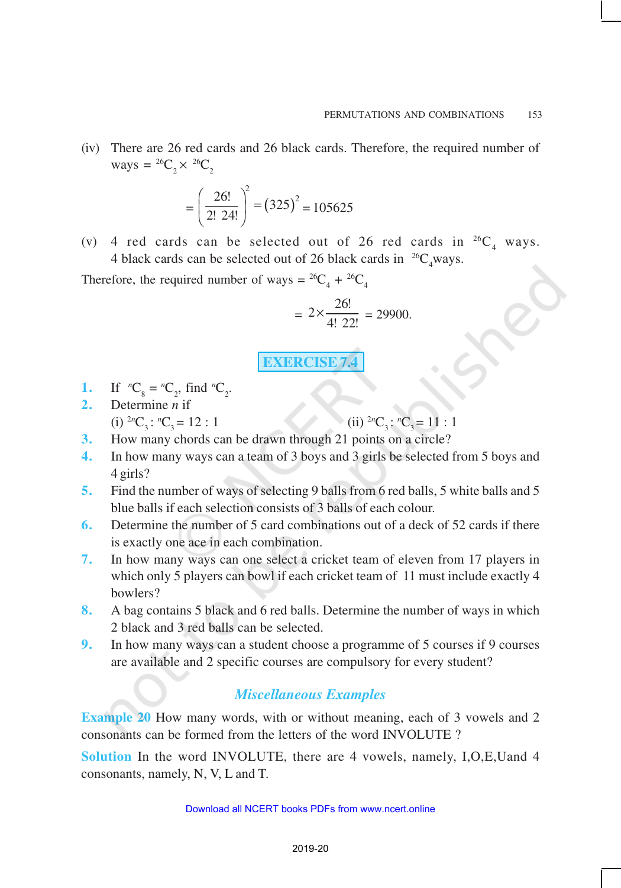(iv) There are 26 red cards and 26 black cards. Therefore, the required number of ways $= {}^{26}C_2 \times {}^{26}C_2$

$$= \left(\frac{26!}{2!\ 24!}\right)^2 = (325)^2 = 105625$$

(v) 4 red cards can be selected out of 26 red cards in ${}^{26}C_4$ ways. 4 black cards can be selected out of 26 black cards in ${}^{26}C_4$ ways.

Therefore, the required number of ways $= {}^{26}C_4 + {}^{26}C_4$

$$= 2 \times \frac{26!}{4!\ 22!} = 29900.$$

## EXERCISE 7.4

1. If ${}^nC_8 = {}^nC_2$, find ${}^nC_2$.
2. Determine $n$ if
   (i) ${}^{2n}C_3 : {}^nC_3 = 12 : 1$ (ii) ${}^{2n}C_3 : {}^nC_3 = 11 : 1$
3. How many chords can be drawn through 21 points on a circle?
4. In how many ways can a team of 3 boys and 3 girls be selected from 5 boys and 4 girls?
5. Find the number of ways of selecting 9 balls from 6 red balls, 5 white balls and 5 blue balls if each selection consists of 3 balls of each colour.
6. Determine the number of 5 card combinations out of a deck of 52 cards if there is exactly one ace in each combination.
7. In how many ways can one select a cricket team of eleven from 17 players in which only 5 players can bowl if each cricket team of 11 must include exactly 4 bowlers?
8. A bag contains 5 black and 6 red balls. Determine the number of ways in which 2 black and 3 red balls can be selected.
9. In how many ways can a student choose a programme of 5 courses if 9 courses are available and 2 specific courses are compulsory for every student?

### *Miscellaneous Examples*

**Example 20** How many words, with or without meaning, each of 3 vowels and 2 consonants can be formed from the letters of the word INVOLUTE ?

**Solution** In the word INVOLUTE, there are 4 vowels, namely, I,O,E,Uand 4 consonants, namely, N, V, L and T.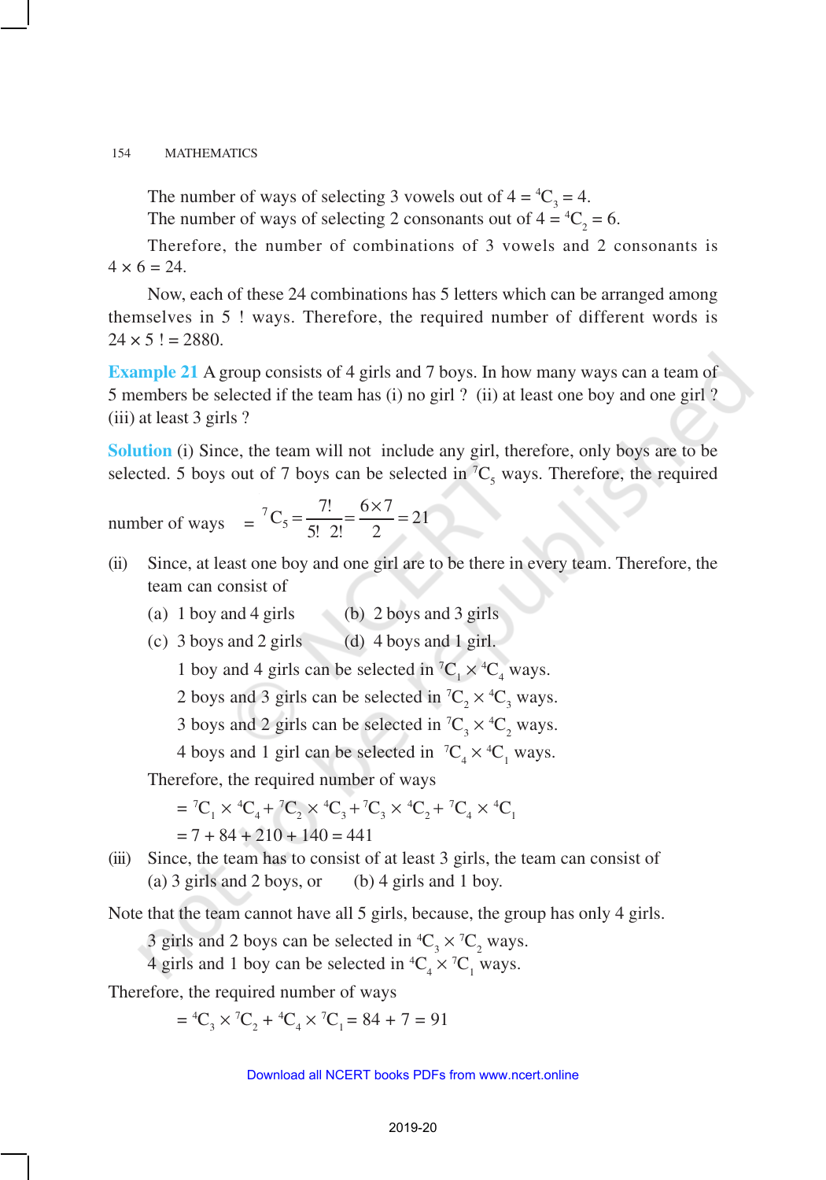The number of ways of selecting 3 vowels out of 4 = $^4C_3 = 4$.
The number of ways of selecting 2 consonants out of 4 = $^4C_2 = 6$.

Therefore, the number of combinations of 3 vowels and 2 consonants is $4 \times 6 = 24$.

Now, each of these 24 combinations has 5 letters which can be arranged among themselves in 5 ! ways. Therefore, the required number of different words is $24 \times 5 ! = 2880$.

**Example 21** A group consists of 4 girls and 7 boys. In how many ways can a team of 5 members be selected if the team has (i) no girl ? (ii) at least one boy and one girl ? (iii) at least 3 girls ?

**Solution** (i) Since, the team will not include any girl, therefore, only boys are to be selected. 5 boys out of 7 boys can be selected in $^7C_5$ ways. Therefore, the required

number of ways $= \ ^7C_5 = \dfrac{7!}{5!\ 2!} = \dfrac{6 \times 7}{2} = 21$

(ii) Since, at least one boy and one girl are to be there in every team. Therefore, the team can consist of

(a) 1 boy and 4 girls (b) 2 boys and 3 girls
(c) 3 boys and 2 girls (d) 4 boys and 1 girl.

1 boy and 4 girls can be selected in $^7C_1 \times {}^4C_4$ ways.
2 boys and 3 girls can be selected in $^7C_2 \times {}^4C_3$ ways.
3 boys and 2 girls can be selected in $^7C_3 \times {}^4C_2$ ways.
4 boys and 1 girl can be selected in $^7C_4 \times {}^4C_1$ ways.

Therefore, the required number of ways

$= {}^7C_1 \times {}^4C_4 + {}^7C_2 \times {}^4C_3 + {}^7C_3 \times {}^4C_2 + {}^7C_4 \times {}^4C_1$
$= 7 + 84 + 210 + 140 = 441$

(iii) Since, the team has to consist of at least 3 girls, the team can consist of
(a) 3 girls and 2 boys, or (b) 4 girls and 1 boy.

Note that the team cannot have all 5 girls, because, the group has only 4 girls.

3 girls and 2 boys can be selected in $^4C_3 \times {}^7C_2$ ways.
4 girls and 1 boy can be selected in $^4C_4 \times {}^7C_1$ ways.

Therefore, the required number of ways

$= {}^4C_3 \times {}^7C_2 + {}^4C_4 \times {}^7C_1 = 84 + 7 = 91$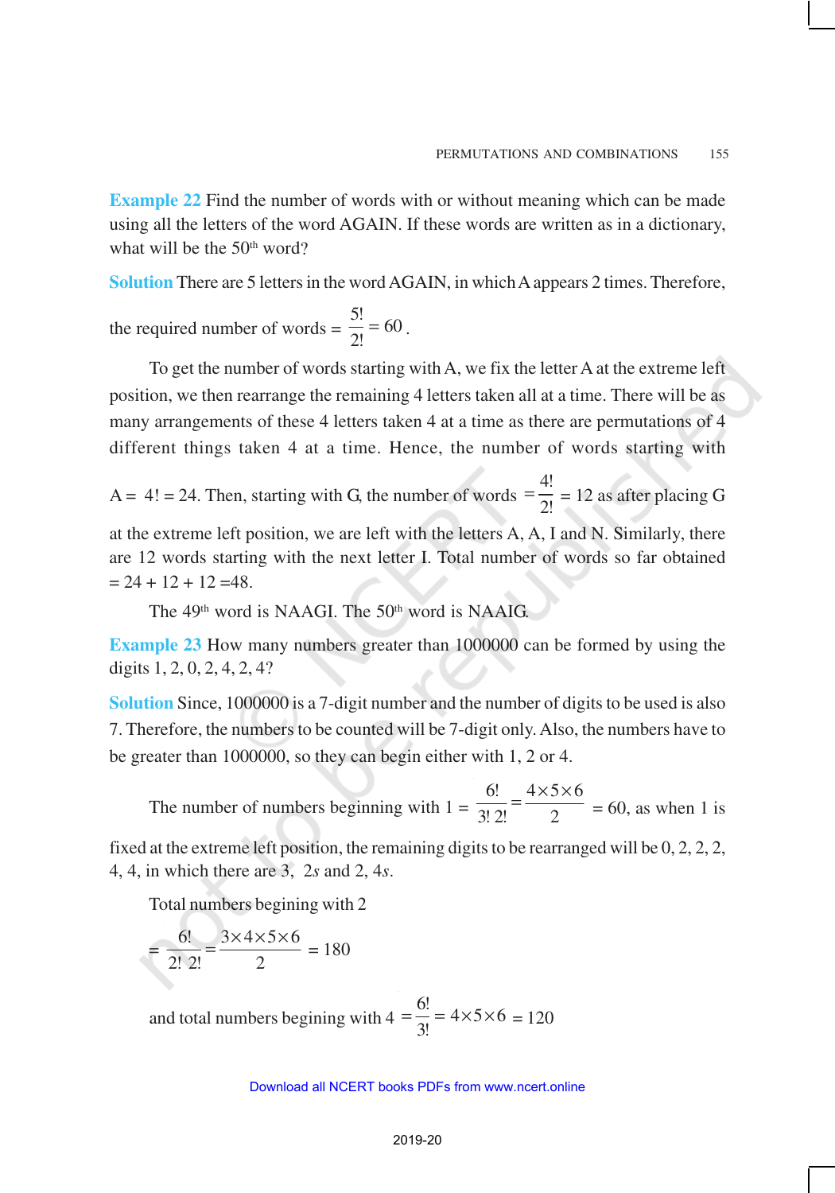**Example 22** Find the number of words with or without meaning which can be made using all the letters of the word AGAIN. If these words are written as in a dictionary, what will be the $50^{th}$ word?

**Solution** There are 5 letters in the word AGAIN, in which A appears 2 times. Therefore,

the required number of words $= \frac{5!}{2!} = 60$.

To get the number of words starting with A, we fix the letter A at the extreme left position, we then rearrange the remaining 4 letters taken all at a time. There will be as many arrangements of these 4 letters taken 4 at a time as there are permutations of 4 different things taken 4 at a time. Hence, the number of words starting with A = 4! = 24. Then, starting with G, the number of words $= \frac{4!}{2!} = 12$ as after placing G at the extreme left position, we are left with the letters A, A, I and N. Similarly, there are 12 words starting with the next letter I. Total number of words so far obtained = 24 + 12 + 12 =48.

The $49^{th}$ word is NAAGI. The $50^{th}$ word is NAAIG.

**Example 23** How many numbers greater than 1000000 can be formed by using the digits 1, 2, 0, 2, 4, 2, 4?

**Solution** Since, 1000000 is a 7-digit number and the number of digits to be used is also 7. Therefore, the numbers to be counted will be 7-digit only. Also, the numbers have to be greater than 1000000, so they can begin either with 1, 2 or 4.

The number of numbers beginning with 1 $= \frac{6!}{3!\,2!} = \frac{4 \times 5 \times 6}{2} = 60$, as when 1 is fixed at the extreme left position, the remaining digits to be rearranged will be 0, 2, 2, 2, 4, 4, in which there are 3, 2*s* and 2, 4*s*.

Total numbers begining with 2

$$= \frac{6!}{2!\,2!} = \frac{3 \times 4 \times 5 \times 6}{2} = 180$$

and total numbers begining with 4 $= \frac{6!}{3!} = 4 \times 5 \times 6 = 120$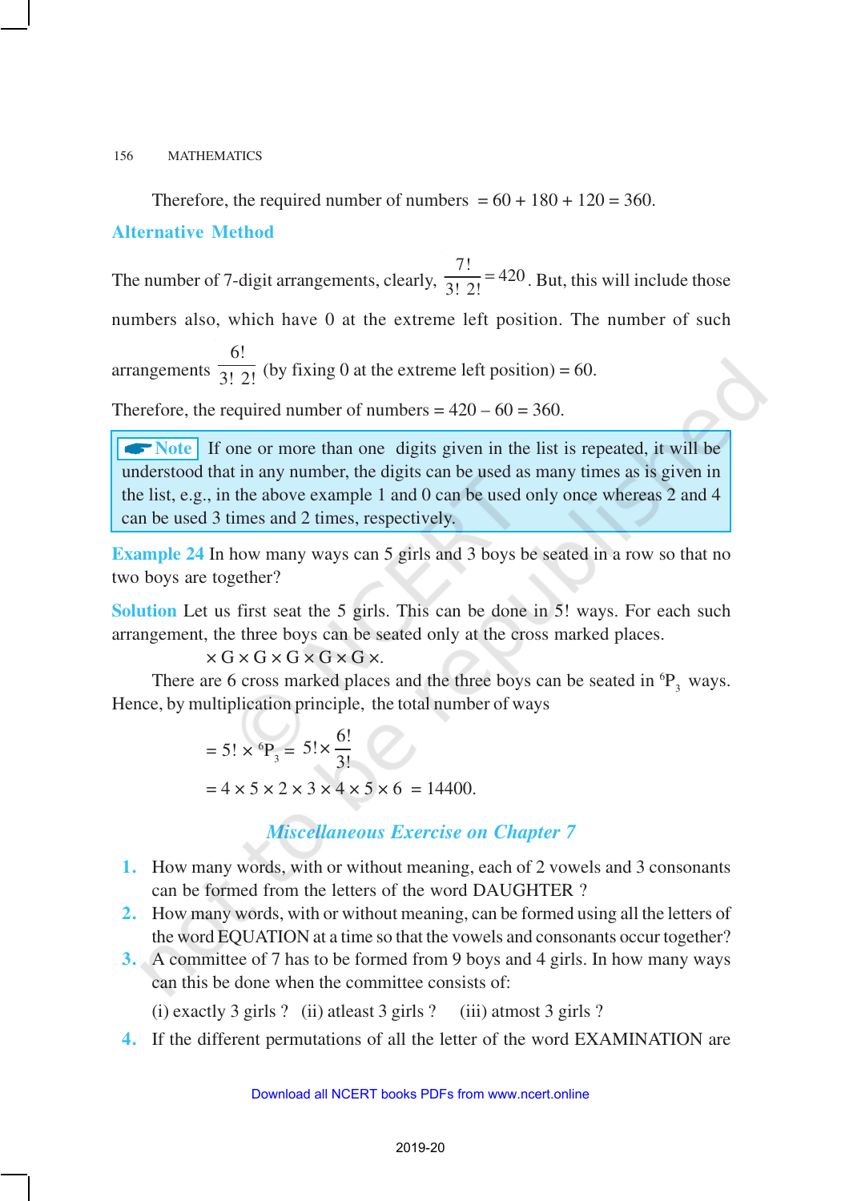Therefore, the required number of numbers $= 60 + 180 + 120 = 360$.

**Alternative Method**

The number of 7-digit arrangements, clearly, $\frac{7!}{3!\ 2!} = 420$. But, this will include those numbers also, which have 0 at the extreme left position. The number of such arrangements $\frac{6!}{3!\ 2!}$ (by fixing 0 at the extreme left position) $= 60$.

Therefore, the required number of numbers $= 420 - 60 = 360$.

> **Note** If one or more than one digits given in the list is repeated, it will be understood that in any number, the digits can be used as many times as is given in the list, e.g., in the above example 1 and 0 can be used only once whereas 2 and 4 can be used 3 times and 2 times, respectively.

**Example 24** In how many ways can 5 girls and 3 boys be seated in a row so that no two boys are together?

**Solution** Let us first seat the 5 girls. This can be done in 5! ways. For each such arrangement, the three boys can be seated only at the cross marked places.

$$\times \text{G} \times \text{G} \times \text{G} \times \text{G} \times \text{G} \times.$$

There are 6 cross marked places and the three boys can be seated in $^6P_3$ ways. Hence, by multiplication principle, the total number of ways

$$= 5! \times {}^6P_3 = 5! \times \frac{6!}{3!}$$

$$= 4 \times 5 \times 2 \times 3 \times 4 \times 5 \times 6 = 14400.$$

## *Miscellaneous Exercise on Chapter 7*

1. How many words, with or without meaning, each of 2 vowels and 3 consonants can be formed from the letters of the word DAUGHTER ?
2. How many words, with or without meaning, can be formed using all the letters of the word EQUATION at a time so that the vowels and consonants occur together?
3. A committee of 7 has to be formed from 9 boys and 4 girls. In how many ways can this be done when the committee consists of:

   (i) exactly 3 girls ? (ii) atleast 3 girls ? (iii) atmost 3 girls ?
4. If the different permutations of all the letter of the word EXAMINATION are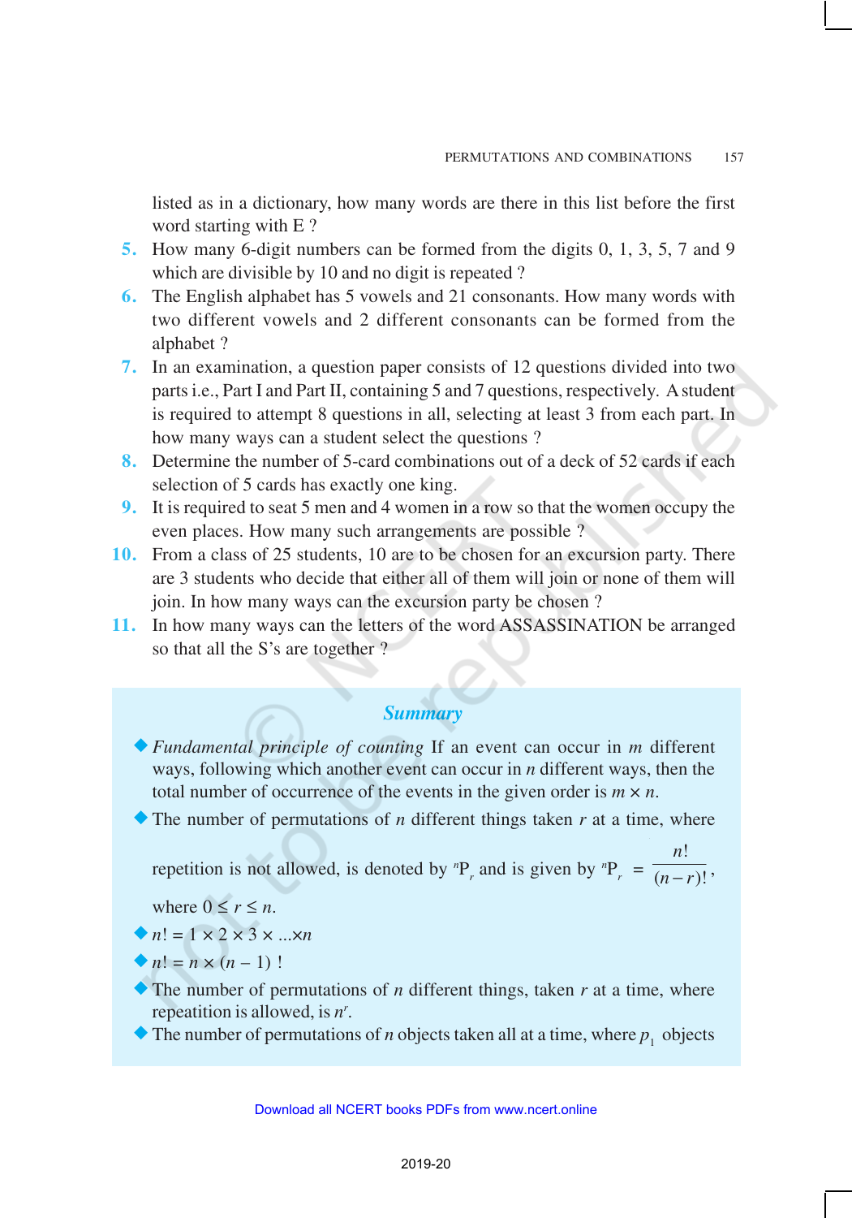listed as in a dictionary, how many words are there in this list before the first word starting with E ?

5. How many 6-digit numbers can be formed from the digits 0, 1, 3, 5, 7 and 9 which are divisible by 10 and no digit is repeated ?
6. The English alphabet has 5 vowels and 21 consonants. How many words with two different vowels and 2 different consonants can be formed from the alphabet ?
7. In an examination, a question paper consists of 12 questions divided into two parts i.e., Part I and Part II, containing 5 and 7 questions, respectively. A student is required to attempt 8 questions in all, selecting at least 3 from each part. In how many ways can a student select the questions ?
8. Determine the number of 5-card combinations out of a deck of 52 cards if each selection of 5 cards has exactly one king.
9. It is required to seat 5 men and 4 women in a row so that the women occupy the even places. How many such arrangements are possible ?
10. From a class of 25 students, 10 are to be chosen for an excursion party. There are 3 students who decide that either all of them will join or none of them will join. In how many ways can the excursion party be chosen ?
11. In how many ways can the letters of the word ASSASSINATION be arranged so that all the S's are together ?

## *Summary*

- *Fundamental principle of counting* If an event can occur in $m$ different ways, following which another event can occur in $n$ different ways, then the total number of occurrence of the events in the given order is $m \times n$.
- The number of permutations of $n$ different things taken $r$ at a time, where repetition is not allowed, is denoted by ${}^nP_r$ and is given by ${}^nP_r = \dfrac{n!}{(n-r)!}$, where $0 \le r \le n$.
- $n! = 1 \times 2 \times 3 \times ...\times n$
- $n! = n \times (n - 1)!$
- The number of permutations of $n$ different things, taken $r$ at a time, where repeatation is allowed, is $n^r$.
- The number of permutations of $n$ objects taken all at a time, where $p_1$ objects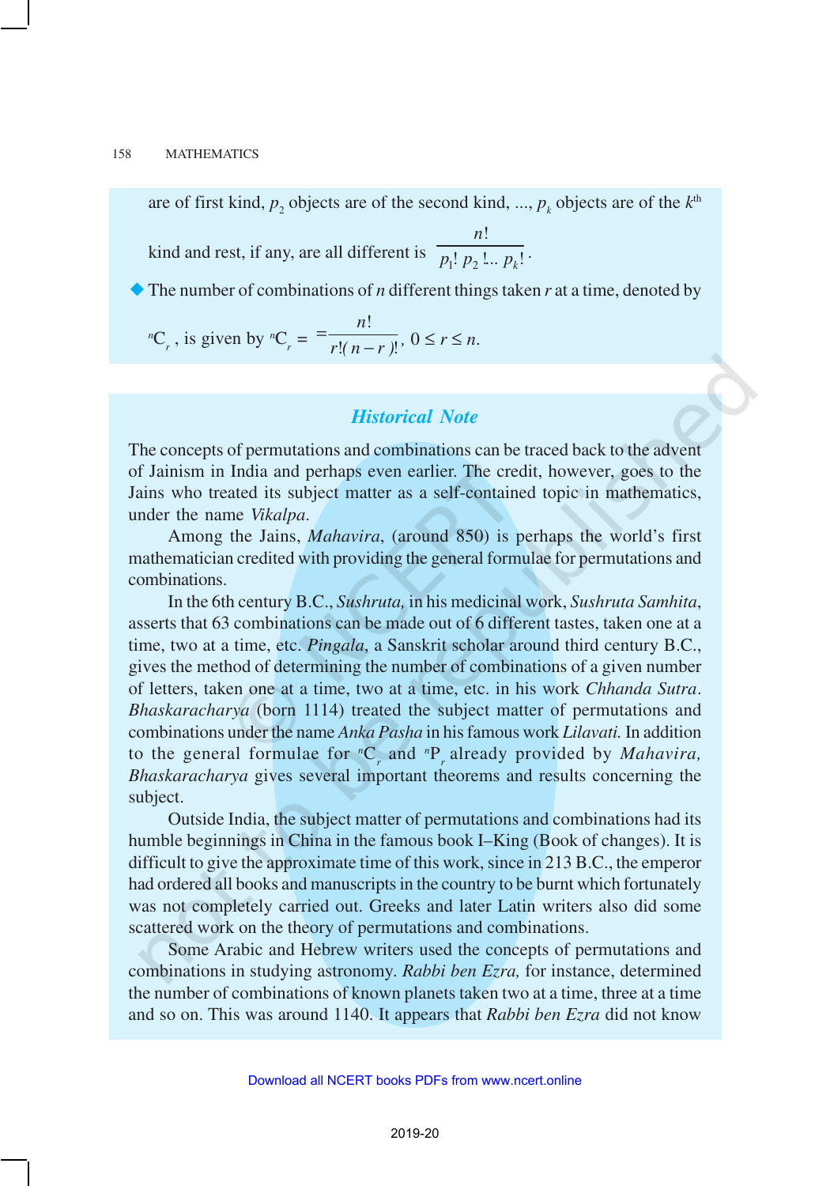are of first kind, $p_2$ objects are of the second kind, ..., $p_k$ objects are of the $k^{th}$ kind and rest, if any, are all different is $\dfrac{n!}{p_1!\, p_2! \ldots p_k!}$.

- The number of combinations of $n$ different things taken $r$ at a time, denoted by ${}^nC_r$, is given by ${}^nC_r = \dfrac{n!}{r!(n-r)!}$, $0 \le r \le n$.

## *Historical Note*

The concepts of permutations and combinations can be traced back to the advent of Jainism in India and perhaps even earlier. The credit, however, goes to the Jains who treated its subject matter as a self-contained topic in mathematics, under the name *Vikalpa*.

Among the Jains, *Mahavira*, (around 850) is perhaps the world's first mathematician credited with providing the general formulae for permutations and combinations.

In the 6th century B.C., *Sushruta,* in his medicinal work, *Sushruta Samhita*, asserts that 63 combinations can be made out of 6 different tastes, taken one at a time, two at a time, etc. *Pingala*, a Sanskrit scholar around third century B.C., gives the method of determining the number of combinations of a given number of letters, taken one at a time, two at a time, etc. in his work *Chhanda Sutra*. *Bhaskaracharya* (born 1114) treated the subject matter of permutations and combinations under the name *Anka Pasha* in his famous work *Lilavati.* In addition to the general formulae for ${}^nC_r$ and ${}^nP_r$ already provided by *Mahavira, Bhaskaracharya* gives several important theorems and results concerning the subject.

Outside India, the subject matter of permutations and combinations had its humble beginnings in China in the famous book I–King (Book of changes). It is difficult to give the approximate time of this work, since in 213 B.C., the emperor had ordered all books and manuscripts in the country to be burnt which fortunately was not completely carried out. Greeks and later Latin writers also did some scattered work on the theory of permutations and combinations.

Some Arabic and Hebrew writers used the concepts of permutations and combinations in studying astronomy. *Rabbi ben Ezra,* for instance, determined the number of combinations of known planets taken two at a time, three at a time and so on. This was around 1140. It appears that *Rabbi ben Ezra* did not know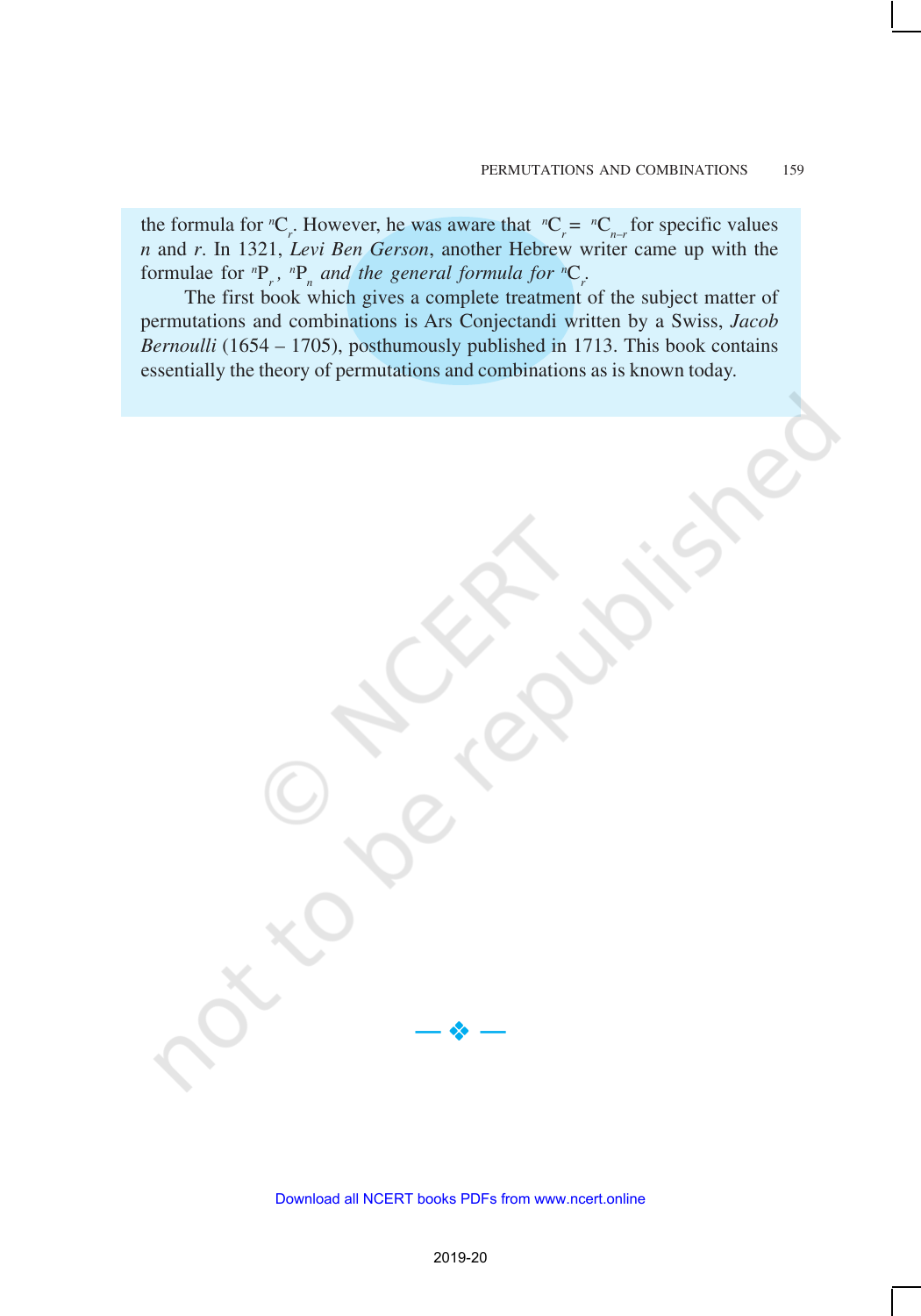the formula for ${}^nC_r$. However, he was aware that ${}^nC_r = {}^nC_{n-r}$ for specific values $n$ and $r$. In 1321, *Levi Ben Gerson*, another Hebrew writer came up with the formulae for ${}^nP_r$, ${}^nP_n$ *and the general formula for* ${}^nC_r$.

The first book which gives a complete treatment of the subject matter of permutations and combinations is Ars Conjectandi written by a Swiss, *Jacob Bernoulli* (1654 – 1705), posthumously published in 1713. This book contains essentially the theory of permutations and combinations as is known today.

— ❖ —